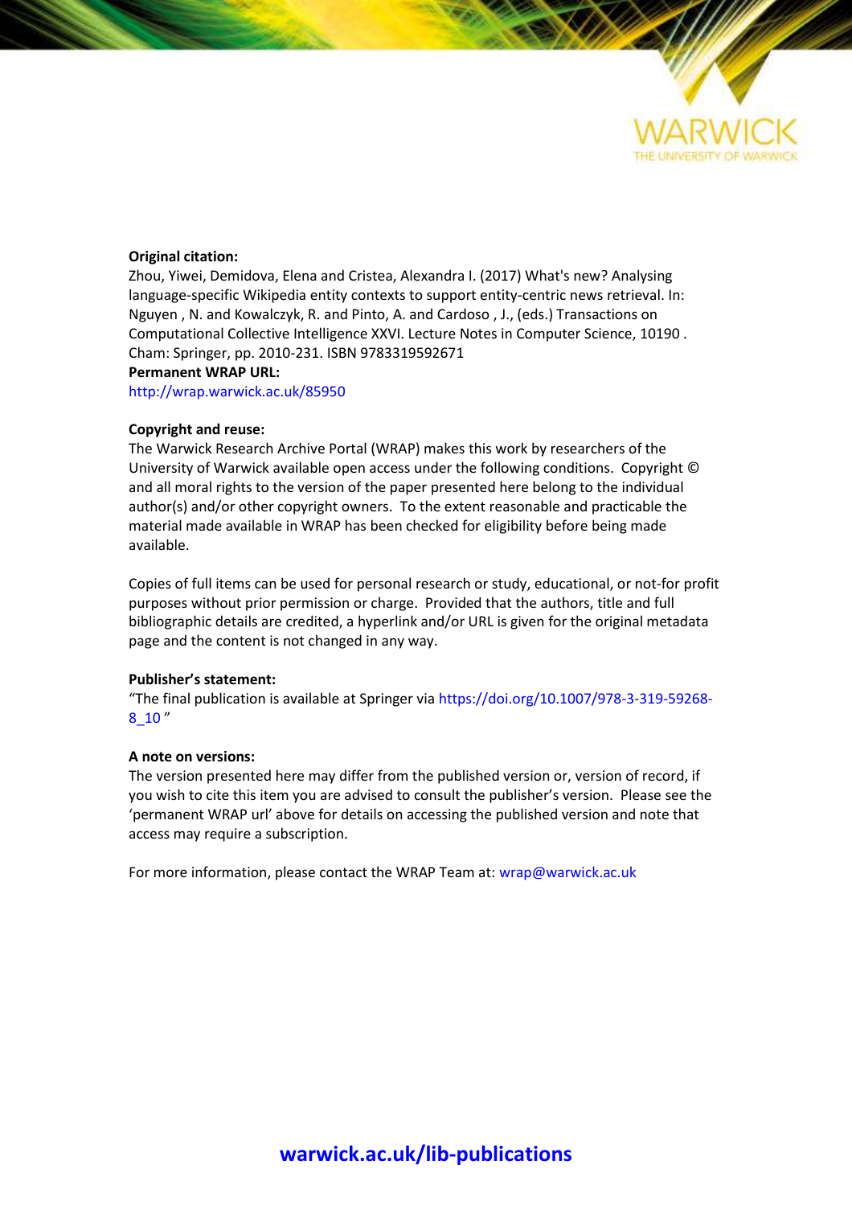**Original citation:**

Zhou, Yiwei, Demidova, Elena and Cristea, Alexandra I. (2017) What's new? Analysing language-specific Wikipedia entity contexts to support entity-centric news retrieval. In: Nguyen , N. and Kowalczyk, R. and Pinto, A. and Cardoso , J., (eds.) Transactions on Computational Collective Intelligence XXVI. Lecture Notes in Computer Science, 10190 . Cham: Springer, pp. 2010-231. ISBN 9783319592671

**Permanent WRAP URL:**

http://wrap.warwick.ac.uk/85950

**Copyright and reuse:**

The Warwick Research Archive Portal (WRAP) makes this work by researchers of the University of Warwick available open access under the following conditions. Copyright © and all moral rights to the version of the paper presented here belong to the individual author(s) and/or other copyright owners. To the extent reasonable and practicable the material made available in WRAP has been checked for eligibility before being made available.

Copies of full items can be used for personal research or study, educational, or not-for profit purposes without prior permission or charge. Provided that the authors, title and full bibliographic details are credited, a hyperlink and/or URL is given for the original metadata page and the content is not changed in any way.

**Publisher's statement:**

"The final publication is available at Springer via https://doi.org/10.1007/978-3-319-59268-8_10 "

**A note on versions:**

The version presented here may differ from the published version or, version of record, if you wish to cite this item you are advised to consult the publisher's version. Please see the 'permanent WRAP url' above for details on accessing the published version and note that access may require a subscription.

For more information, please contact the WRAP Team at: wrap@warwick.ac.uk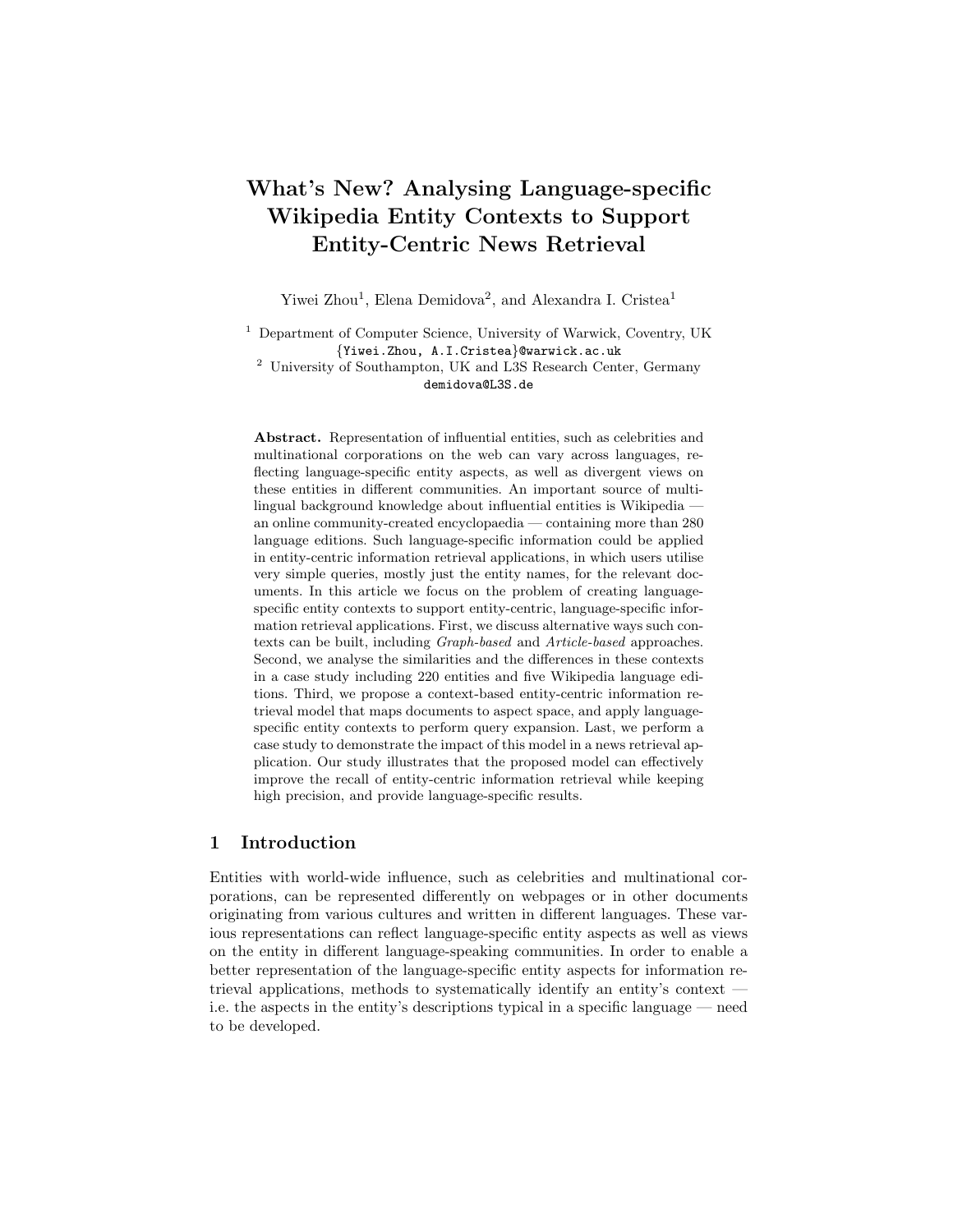# What's New? Analysing Language-specific Wikipedia Entity Contexts to Support Entity-Centric News Retrieval

Yiwei Zhou[1], Elena Demidova[2], and Alexandra I. Cristea[1]

[1] Department of Computer Science, University of Warwick, Coventry, UK
{Yiwei.Zhou, A.I.Cristea}@warwick.ac.uk
[2] University of Southampton, UK and L3S Research Center, Germany
demidova@L3S.de

**Abstract.** Representation of influential entities, such as celebrities and multinational corporations on the web can vary across languages, reflecting language-specific entity aspects, as well as divergent views on these entities in different communities. An important source of multilingual background knowledge about influential entities is Wikipedia — an online community-created encyclopaedia — containing more than 280 language editions. Such language-specific information could be applied in entity-centric information retrieval applications, in which users utilise very simple queries, mostly just the entity names, for the relevant documents. In this article we focus on the problem of creating language-specific entity contexts to support entity-centric, language-specific information retrieval applications. First, we discuss alternative ways such contexts can be built, including *Graph-based* and *Article-based* approaches. Second, we analyse the similarities and the differences in these contexts in a case study including 220 entities and five Wikipedia language editions. Third, we propose a context-based entity-centric information retrieval model that maps documents to aspect space, and apply language-specific entity contexts to perform query expansion. Last, we perform a case study to demonstrate the impact of this model in a news retrieval application. Our study illustrates that the proposed model can effectively improve the recall of entity-centric information retrieval while keeping high precision, and provide language-specific results.

## 1 Introduction

Entities with world-wide influence, such as celebrities and multinational corporations, can be represented differently on webpages or in other documents originating from various cultures and written in different languages. These various representations can reflect language-specific entity aspects as well as views on the entity in different language-speaking communities. In order to enable a better representation of the language-specific entity aspects for information retrieval applications, methods to systematically identify an entity's context — i.e. the aspects in the entity's descriptions typical in a specific language — need to be developed.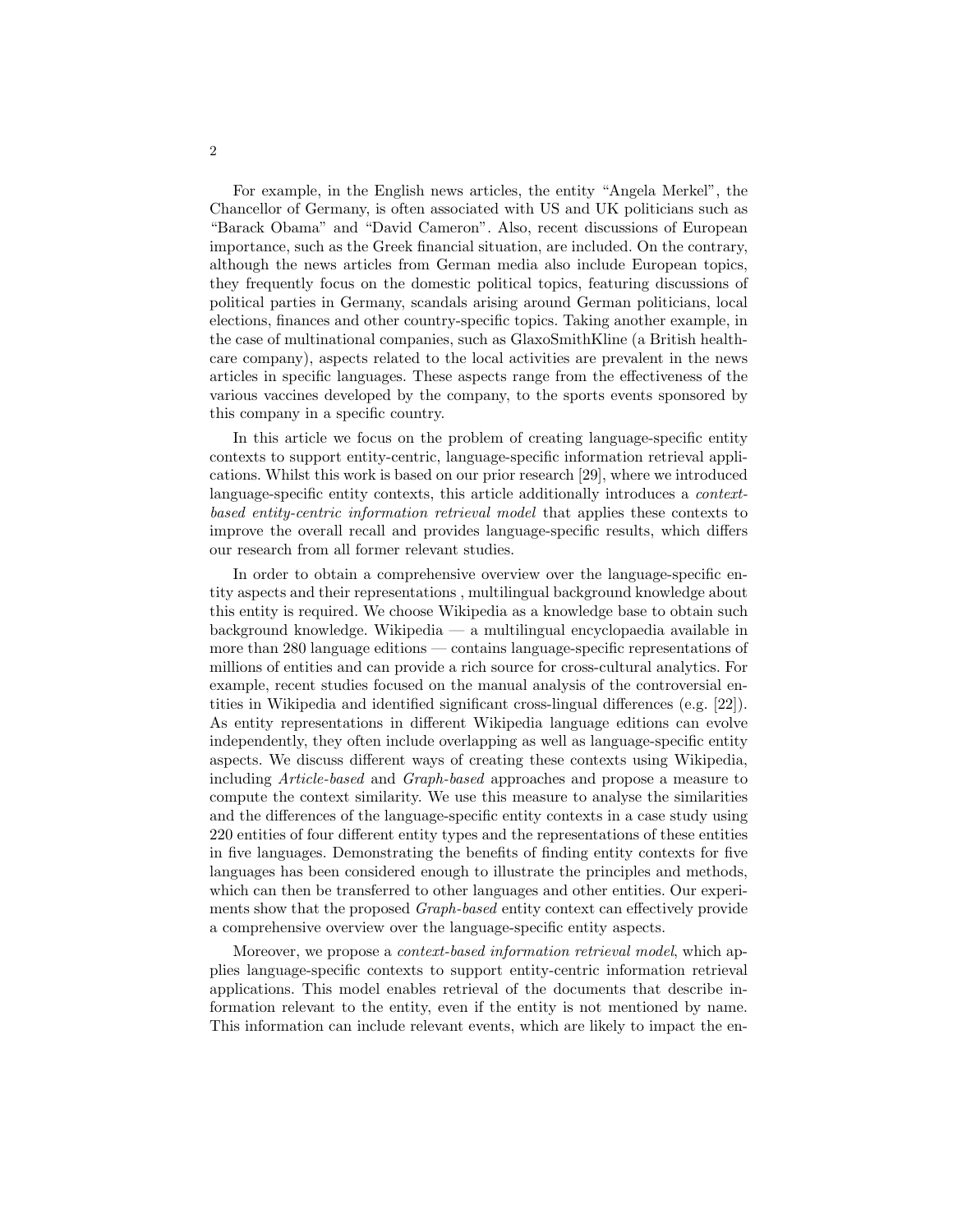For example, in the English news articles, the entity "Angela Merkel", the Chancellor of Germany, is often associated with US and UK politicians such as "Barack Obama" and "David Cameron". Also, recent discussions of European importance, such as the Greek financial situation, are included. On the contrary, although the news articles from German media also include European topics, they frequently focus on the domestic political topics, featuring discussions of political parties in Germany, scandals arising around German politicians, local elections, finances and other country-specific topics. Taking another example, in the case of multinational companies, such as GlaxoSmithKline (a British healthcare company), aspects related to the local activities are prevalent in the news articles in specific languages. These aspects range from the effectiveness of the various vaccines developed by the company, to the sports events sponsored by this company in a specific country.

In this article we focus on the problem of creating language-specific entity contexts to support entity-centric, language-specific information retrieval applications. Whilst this work is based on our prior research [29], where we introduced language-specific entity contexts, this article additionally introduces a *context-based entity-centric information retrieval model* that applies these contexts to improve the overall recall and provides language-specific results, which differs our research from all former relevant studies.

In order to obtain a comprehensive overview over the language-specific entity aspects and their representations , multilingual background knowledge about this entity is required. We choose Wikipedia as a knowledge base to obtain such background knowledge. Wikipedia — a multilingual encyclopaedia available in more than 280 language editions — contains language-specific representations of millions of entities and can provide a rich source for cross-cultural analytics. For example, recent studies focused on the manual analysis of the controversial entities in Wikipedia and identified significant cross-lingual differences (e.g. [22]). As entity representations in different Wikipedia language editions can evolve independently, they often include overlapping as well as language-specific entity aspects. We discuss different ways of creating these contexts using Wikipedia, including *Article-based* and *Graph-based* approaches and propose a measure to compute the context similarity. We use this measure to analyse the similarities and the differences of the language-specific entity contexts in a case study using 220 entities of four different entity types and the representations of these entities in five languages. Demonstrating the benefits of finding entity contexts for five languages has been considered enough to illustrate the principles and methods, which can then be transferred to other languages and other entities. Our experiments show that the proposed *Graph-based* entity context can effectively provide a comprehensive overview over the language-specific entity aspects.

Moreover, we propose a *context-based information retrieval model*, which applies language-specific contexts to support entity-centric information retrieval applications. This model enables retrieval of the documents that describe information relevant to the entity, even if the entity is not mentioned by name. This information can include relevant events, which are likely to impact the en-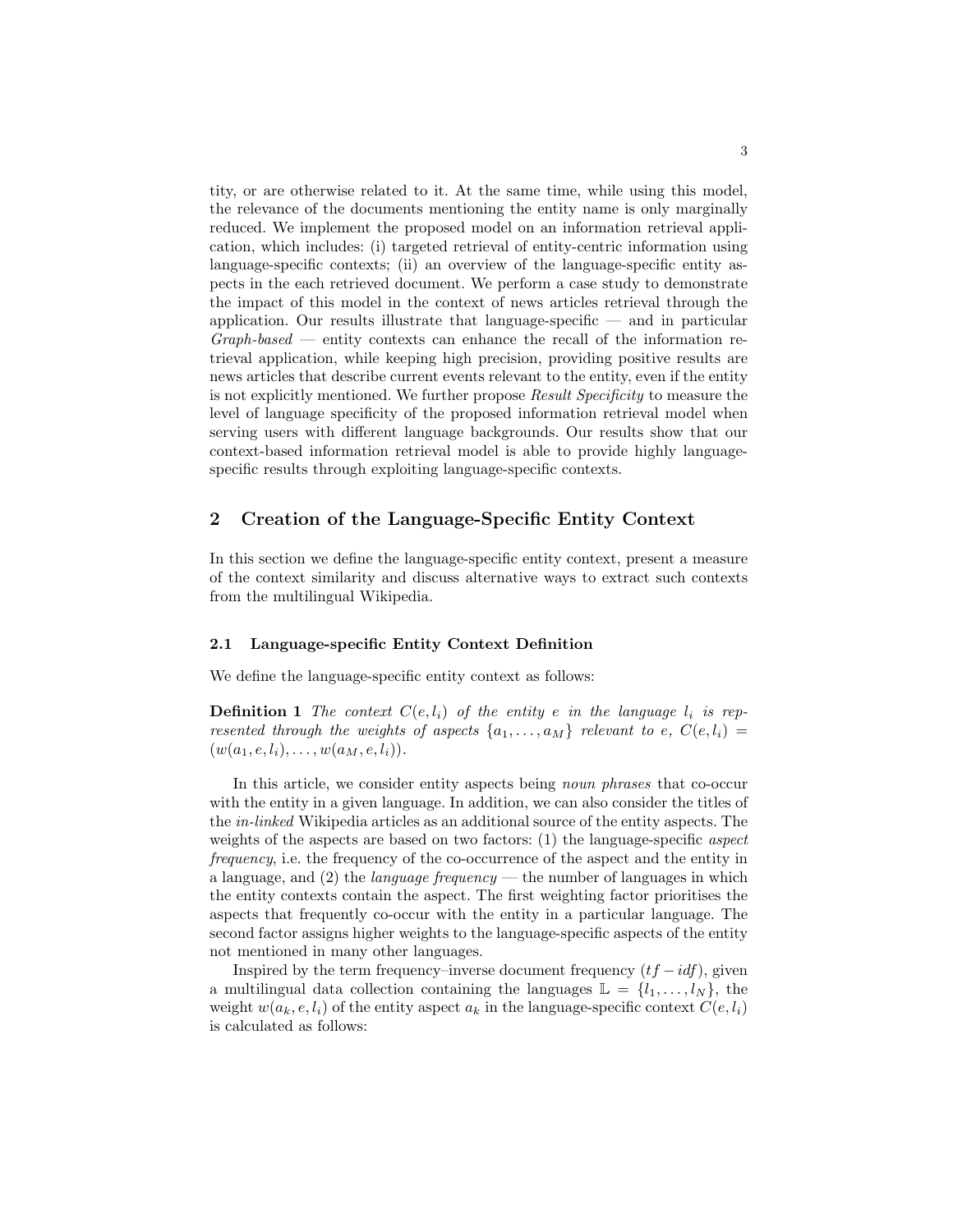tity, or are otherwise related to it. At the same time, while using this model, the relevance of the documents mentioning the entity name is only marginally reduced. We implement the proposed model on an information retrieval application, which includes: (i) targeted retrieval of entity-centric information using language-specific contexts; (ii) an overview of the language-specific entity aspects in the each retrieved document. We perform a case study to demonstrate the impact of this model in the context of news articles retrieval through the application. Our results illustrate that language-specific — and in particular *Graph-based* — entity contexts can enhance the recall of the information retrieval application, while keeping high precision, providing positive results are news articles that describe current events relevant to the entity, even if the entity is not explicitly mentioned. We further propose *Result Specificity* to measure the level of language specificity of the proposed information retrieval model when serving users with different language backgrounds. Our results show that our context-based information retrieval model is able to provide highly language-specific results through exploiting language-specific contexts.

## 2 Creation of the Language-Specific Entity Context

In this section we define the language-specific entity context, present a measure of the context similarity and discuss alternative ways to extract such contexts from the multilingual Wikipedia.

### 2.1 Language-specific Entity Context Definition

We define the language-specific entity context as follows:

**Definition 1** *The context $C(e, l_i)$ of the entity $e$ in the language $l_i$ is represented through the weights of aspects $\{a_1, \ldots, a_M\}$ relevant to $e$, $C(e, l_i) = (w(a_1, e, l_i), \ldots, w(a_M, e, l_i))$.*

In this article, we consider entity aspects being *noun phrases* that co-occur with the entity in a given language. In addition, we can also consider the titles of the *in-linked* Wikipedia articles as an additional source of the entity aspects. The weights of the aspects are based on two factors: (1) the language-specific *aspect frequency*, i.e. the frequency of the co-occurrence of the aspect and the entity in a language, and (2) the *language frequency* — the number of languages in which the entity contexts contain the aspect. The first weighting factor prioritises the aspects that frequently co-occur with the entity in a particular language. The second factor assigns higher weights to the language-specific aspects of the entity not mentioned in many other languages.

Inspired by the term frequency–inverse document frequency ($tf - idf$), given a multilingual data collection containing the languages $\mathbb{L} = \{l_1, \ldots, l_N\}$, the weight $w(a_k, e, l_i)$ of the entity aspect $a_k$ in the language-specific context $C(e, l_i)$ is calculated as follows: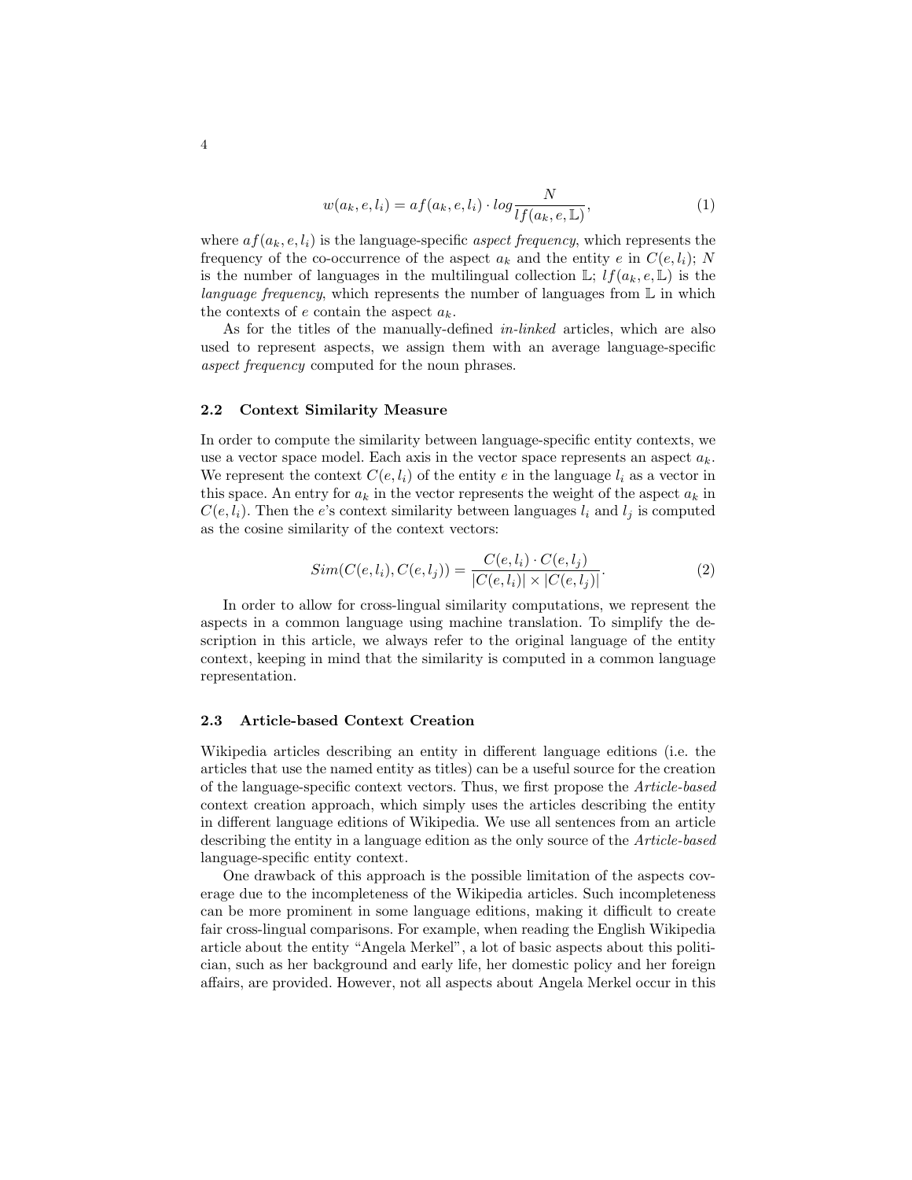$$w(a_k, e, l_i) = af(a_k, e, l_i) \cdot log \frac{N}{lf(a_k, e, \mathbb{L})}, \tag{1}$$

where $af(a_k, e, l_i)$ is the language-specific *aspect frequency*, which represents the frequency of the co-occurrence of the aspect $a_k$ and the entity $e$ in $C(e, l_i)$; $N$ is the number of languages in the multilingual collection $\mathbb{L}$; $lf(a_k, e, \mathbb{L})$ is the *language frequency*, which represents the number of languages from $\mathbb{L}$ in which the contexts of $e$ contain the aspect $a_k$.

As for the titles of the manually-defined *in-linked* articles, which are also used to represent aspects, we assign them with an average language-specific *aspect frequency* computed for the noun phrases.

### 2.2 Context Similarity Measure

In order to compute the similarity between language-specific entity contexts, we use a vector space model. Each axis in the vector space represents an aspect $a_k$. We represent the context $C(e, l_i)$ of the entity $e$ in the language $l_i$ as a vector in this space. An entry for $a_k$ in the vector represents the weight of the aspect $a_k$ in $C(e, l_i)$. Then the $e$'s context similarity between languages $l_i$ and $l_j$ is computed as the cosine similarity of the context vectors:

$$Sim(C(e, l_i), C(e, l_j)) = \frac{C(e, l_i) \cdot C(e, l_j)}{|C(e, l_i)| \times |C(e, l_j)|}. \tag{2}$$

In order to allow for cross-lingual similarity computations, we represent the aspects in a common language using machine translation. To simplify the description in this article, we always refer to the original language of the entity context, keeping in mind that the similarity is computed in a common language representation.

### 2.3 Article-based Context Creation

Wikipedia articles describing an entity in different language editions (i.e. the articles that use the named entity as titles) can be a useful source for the creation of the language-specific context vectors. Thus, we first propose the *Article-based* context creation approach, which simply uses the articles describing the entity in different language editions of Wikipedia. We use all sentences from an article describing the entity in a language edition as the only source of the *Article-based* language-specific entity context.

One drawback of this approach is the possible limitation of the aspects coverage due to the incompleteness of the Wikipedia articles. Such incompleteness can be more prominent in some language editions, making it difficult to create fair cross-lingual comparisons. For example, when reading the English Wikipedia article about the entity "Angela Merkel", a lot of basic aspects about this politician, such as her background and early life, her domestic policy and her foreign affairs, are provided. However, not all aspects about Angela Merkel occur in this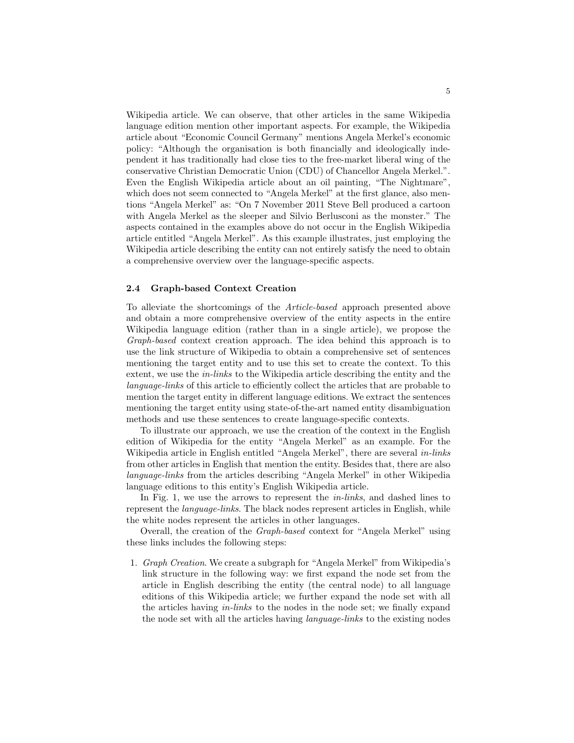Wikipedia article. We can observe, that other articles in the same Wikipedia language edition mention other important aspects. For example, the Wikipedia article about "Economic Council Germany" mentions Angela Merkel's economic policy: "Although the organisation is both financially and ideologically independent it has traditionally had close ties to the free-market liberal wing of the conservative Christian Democratic Union (CDU) of Chancellor Angela Merkel.". Even the English Wikipedia article about an oil painting, "The Nightmare", which does not seem connected to "Angela Merkel" at the first glance, also mentions "Angela Merkel" as: "On 7 November 2011 Steve Bell produced a cartoon with Angela Merkel as the sleeper and Silvio Berlusconi as the monster." The aspects contained in the examples above do not occur in the English Wikipedia article entitled "Angela Merkel". As this example illustrates, just employing the Wikipedia article describing the entity can not entirely satisfy the need to obtain a comprehensive overview over the language-specific aspects.

### 2.4 Graph-based Context Creation

To alleviate the shortcomings of the *Article-based* approach presented above and obtain a more comprehensive overview of the entity aspects in the entire Wikipedia language edition (rather than in a single article), we propose the *Graph-based* context creation approach. The idea behind this approach is to use the link structure of Wikipedia to obtain a comprehensive set of sentences mentioning the target entity and to use this set to create the context. To this extent, we use the *in-links* to the Wikipedia article describing the entity and the *language-links* of this article to efficiently collect the articles that are probable to mention the target entity in different language editions. We extract the sentences mentioning the target entity using state-of-the-art named entity disambiguation methods and use these sentences to create language-specific contexts.

To illustrate our approach, we use the creation of the context in the English edition of Wikipedia for the entity "Angela Merkel" as an example. For the Wikipedia article in English entitled "Angela Merkel", there are several *in-links* from other articles in English that mention the entity. Besides that, there are also *language-links* from the articles describing "Angela Merkel" in other Wikipedia language editions to this entity's English Wikipedia article.

In Fig. 1, we use the arrows to represent the *in-links*, and dashed lines to represent the *language-links*. The black nodes represent articles in English, while the white nodes represent the articles in other languages.

Overall, the creation of the *Graph-based* context for "Angela Merkel" using these links includes the following steps:

1. *Graph Creation*. We create a subgraph for "Angela Merkel" from Wikipedia's link structure in the following way: we first expand the node set from the article in English describing the entity (the central node) to all language editions of this Wikipedia article; we further expand the node set with all the articles having *in-links* to the nodes in the node set; we finally expand the node set with all the articles having *language-links* to the existing nodes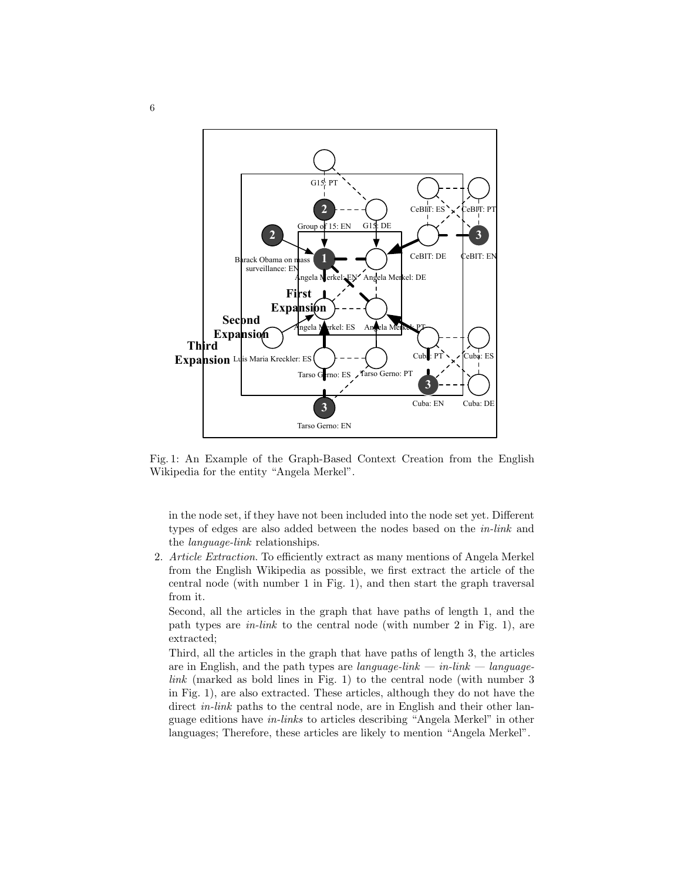Fig. 1: An Example of the Graph-Based Context Creation from the English Wikipedia for the entity "Angela Merkel".

in the node set, if they have not been included into the node set yet. Different types of edges are also added between the nodes based on the *in-link* and the *language-link* relationships.

2. *Article Extraction*. To efficiently extract as many mentions of Angela Merkel from the English Wikipedia as possible, we first extract the article of the central node (with number 1 in Fig. 1), and then start the graph traversal from it.

   Second, all the articles in the graph that have paths of length 1, and the path types are *in-link* to the central node (with number 2 in Fig. 1), are extracted;

   Third, all the articles in the graph that have paths of length 3, the articles are in English, and the path types are *language-link — in-link — language-link* (marked as bold lines in Fig. 1) to the central node (with number 3 in Fig. 1), are also extracted. These articles, although they do not have the direct *in-link* paths to the central node, are in English and their other language editions have *in-links* to articles describing "Angela Merkel" in other languages; Therefore, these articles are likely to mention "Angela Merkel".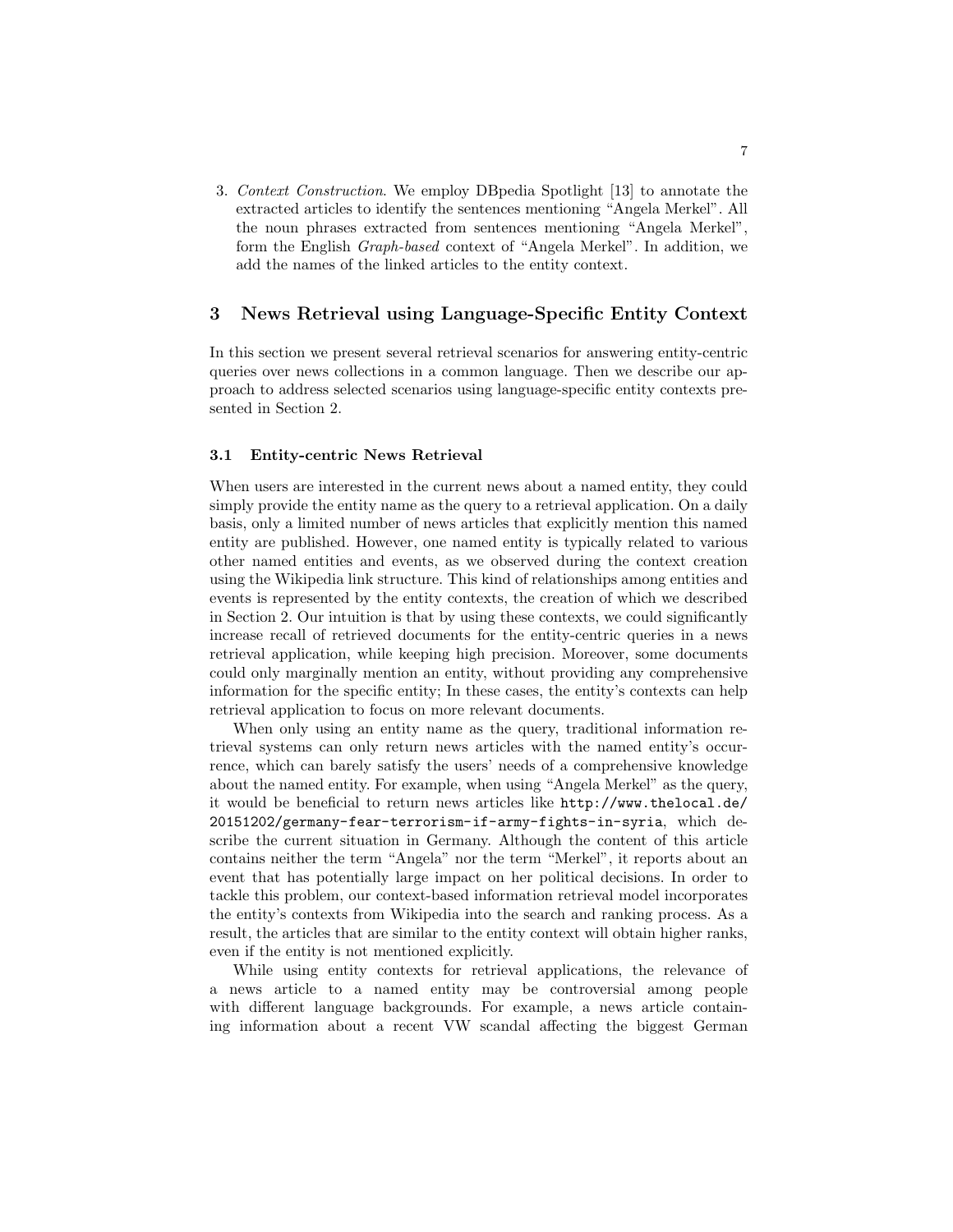3. *Context Construction*. We employ DBpedia Spotlight [13] to annotate the extracted articles to identify the sentences mentioning "Angela Merkel". All the noun phrases extracted from sentences mentioning "Angela Merkel", form the English *Graph-based* context of "Angela Merkel". In addition, we add the names of the linked articles to the entity context.

## 3 News Retrieval using Language-Specific Entity Context

In this section we present several retrieval scenarios for answering entity-centric queries over news collections in a common language. Then we describe our approach to address selected scenarios using language-specific entity contexts presented in Section 2.

### 3.1 Entity-centric News Retrieval

When users are interested in the current news about a named entity, they could simply provide the entity name as the query to a retrieval application. On a daily basis, only a limited number of news articles that explicitly mention this named entity are published. However, one named entity is typically related to various other named entities and events, as we observed during the context creation using the Wikipedia link structure. This kind of relationships among entities and events is represented by the entity contexts, the creation of which we described in Section 2. Our intuition is that by using these contexts, we could significantly increase recall of retrieved documents for the entity-centric queries in a news retrieval application, while keeping high precision. Moreover, some documents could only marginally mention an entity, without providing any comprehensive information for the specific entity; In these cases, the entity's contexts can help retrieval application to focus on more relevant documents.

When only using an entity name as the query, traditional information retrieval systems can only return news articles with the named entity's occurrence, which can barely satisfy the users' needs of a comprehensive knowledge about the named entity. For example, when using "Angela Merkel" as the query, it would be beneficial to return news articles like `http://www.thelocal.de/20151202/germany-fear-terrorism-if-army-fights-in-syria`, which describe the current situation in Germany. Although the content of this article contains neither the term "Angela" nor the term "Merkel", it reports about an event that has potentially large impact on her political decisions. In order to tackle this problem, our context-based information retrieval model incorporates the entity's contexts from Wikipedia into the search and ranking process. As a result, the articles that are similar to the entity context will obtain higher ranks, even if the entity is not mentioned explicitly.

While using entity contexts for retrieval applications, the relevance of a news article to a named entity may be controversial among people with different language backgrounds. For example, a news article containing information about a recent VW scandal affecting the biggest German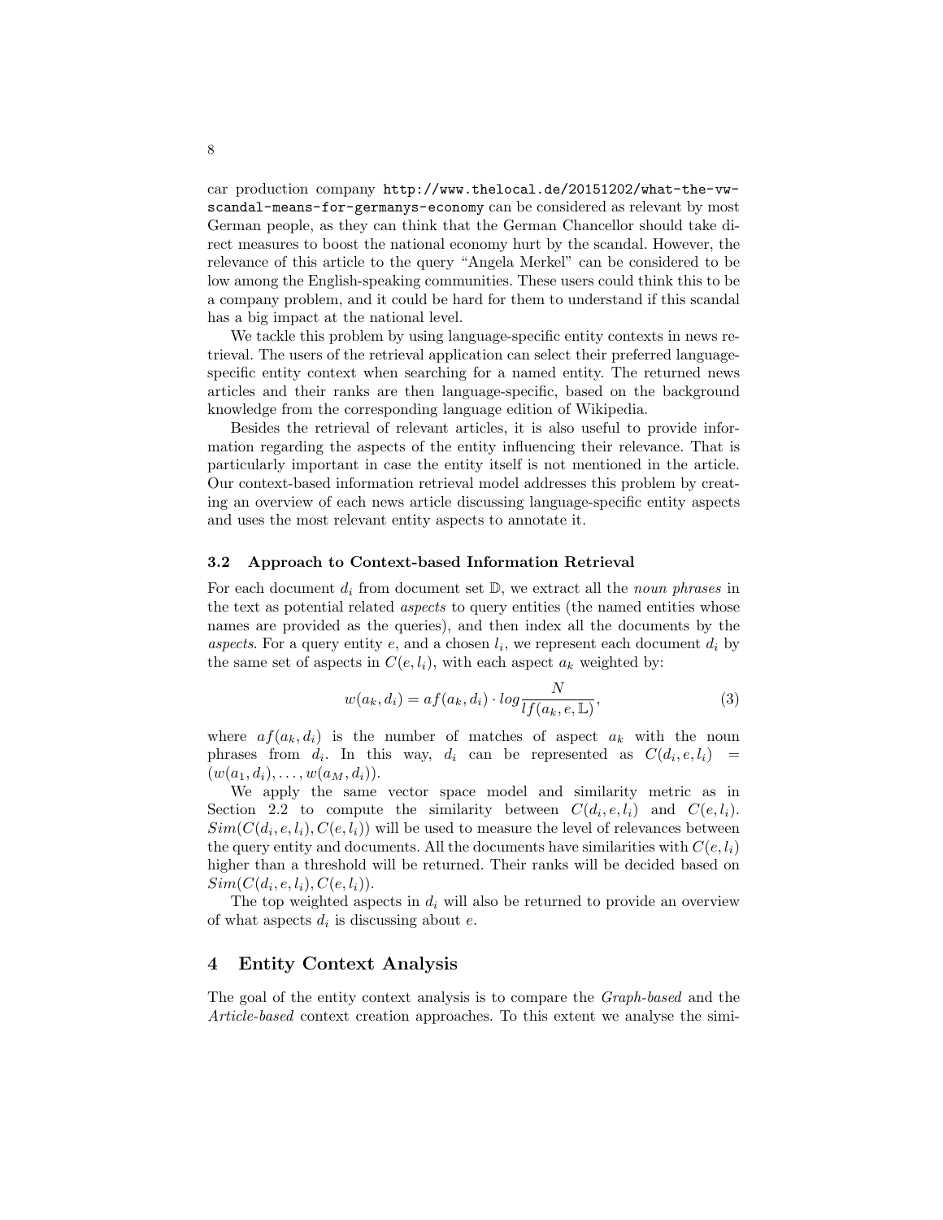car production company `http://www.thelocal.de/20151202/what-the-vw-scandal-means-for-germanys-economy` can be considered as relevant by most German people, as they can think that the German Chancellor should take direct measures to boost the national economy hurt by the scandal. However, the relevance of this article to the query "Angela Merkel" can be considered to be low among the English-speaking communities. These users could think this to be a company problem, and it could be hard for them to understand if this scandal has a big impact at the national level.

We tackle this problem by using language-specific entity contexts in news retrieval. The users of the retrieval application can select their preferred language-specific entity context when searching for a named entity. The returned news articles and their ranks are then language-specific, based on the background knowledge from the corresponding language edition of Wikipedia.

Besides the retrieval of relevant articles, it is also useful to provide information regarding the aspects of the entity influencing their relevance. That is particularly important in case the entity itself is not mentioned in the article. Our context-based information retrieval model addresses this problem by creating an overview of each news article discussing language-specific entity aspects and uses the most relevant entity aspects to annotate it.

### 3.2 Approach to Context-based Information Retrieval

For each document $d_i$ from document set $\mathbb{D}$, we extract all the *noun phrases* in the text as potential related *aspects* to query entities (the named entities whose names are provided as the queries), and then index all the documents by the *aspects*. For a query entity $e$, and a chosen $l_i$, we represent each document $d_i$ by the same set of aspects in $C(e, l_i)$, with each aspect $a_k$ weighted by:

$$w(a_k, d_i) = af(a_k, d_i) \cdot log\frac{N}{lf(a_k, e, \mathbb{L})}, \tag{3}$$

where $af(a_k, d_i)$ is the number of matches of aspect $a_k$ with the noun phrases from $d_i$. In this way, $d_i$ can be represented as $C(d_i, e, l_i) = (w(a_1, d_i), \ldots, w(a_M, d_i))$.

We apply the same vector space model and similarity metric as in Section 2.2 to compute the similarity between $C(d_i, e, l_i)$ and $C(e, l_i)$. $Sim(C(d_i, e, l_i), C(e, l_i))$ will be used to measure the level of relevances between the query entity and documents. All the documents have similarities with $C(e, l_i)$ higher than a threshold will be returned. Their ranks will be decided based on $Sim(C(d_i, e, l_i), C(e, l_i))$.

The top weighted aspects in $d_i$ will also be returned to provide an overview of what aspects $d_i$ is discussing about $e$.

## 4 Entity Context Analysis

The goal of the entity context analysis is to compare the *Graph-based* and the *Article-based* context creation approaches. To this extent we analyse the simi-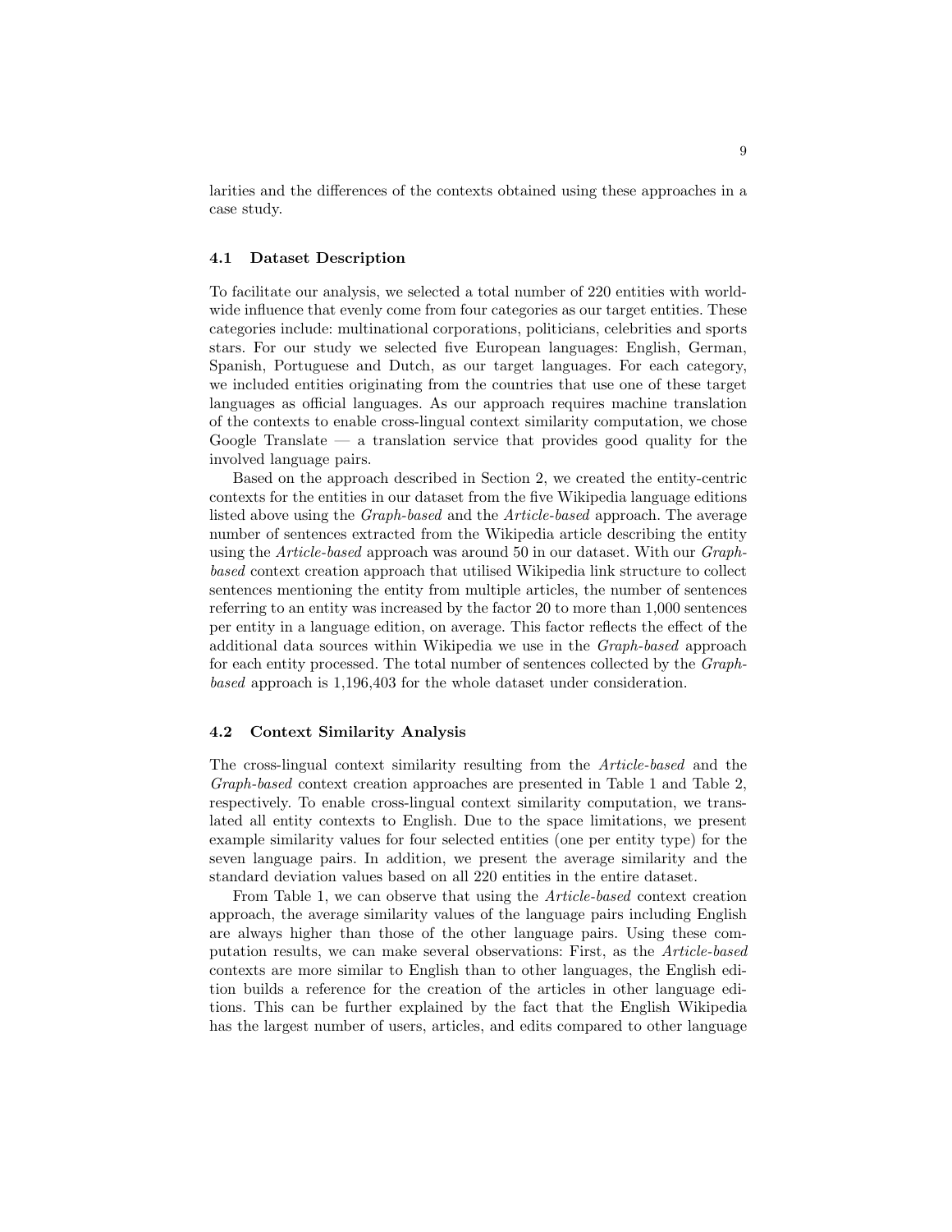larities and the differences of the contexts obtained using these approaches in a case study.

### 4.1 Dataset Description

To facilitate our analysis, we selected a total number of 220 entities with worldwide influence that evenly come from four categories as our target entities. These categories include: multinational corporations, politicians, celebrities and sports stars. For our study we selected five European languages: English, German, Spanish, Portuguese and Dutch, as our target languages. For each category, we included entities originating from the countries that use one of these target languages as official languages. As our approach requires machine translation of the contexts to enable cross-lingual context similarity computation, we chose Google Translate — a translation service that provides good quality for the involved language pairs.

Based on the approach described in Section 2, we created the entity-centric contexts for the entities in our dataset from the five Wikipedia language editions listed above using the *Graph-based* and the *Article-based* approach. The average number of sentences extracted from the Wikipedia article describing the entity using the *Article-based* approach was around 50 in our dataset. With our *Graph-based* context creation approach that utilised Wikipedia link structure to collect sentences mentioning the entity from multiple articles, the number of sentences referring to an entity was increased by the factor 20 to more than 1,000 sentences per entity in a language edition, on average. This factor reflects the effect of the additional data sources within Wikipedia we use in the *Graph-based* approach for each entity processed. The total number of sentences collected by the *Graph-based* approach is 1,196,403 for the whole dataset under consideration.

### 4.2 Context Similarity Analysis

The cross-lingual context similarity resulting from the *Article-based* and the *Graph-based* context creation approaches are presented in Table 1 and Table 2, respectively. To enable cross-lingual context similarity computation, we translated all entity contexts to English. Due to the space limitations, we present example similarity values for four selected entities (one per entity type) for the seven language pairs. In addition, we present the average similarity and the standard deviation values based on all 220 entities in the entire dataset.

From Table 1, we can observe that using the *Article-based* context creation approach, the average similarity values of the language pairs including English are always higher than those of the other language pairs. Using these computation results, we can make several observations: First, as the *Article-based* contexts are more similar to English than to other languages, the English edition builds a reference for the creation of the articles in other language editions. This can be further explained by the fact that the English Wikipedia has the largest number of users, articles, and edits compared to other language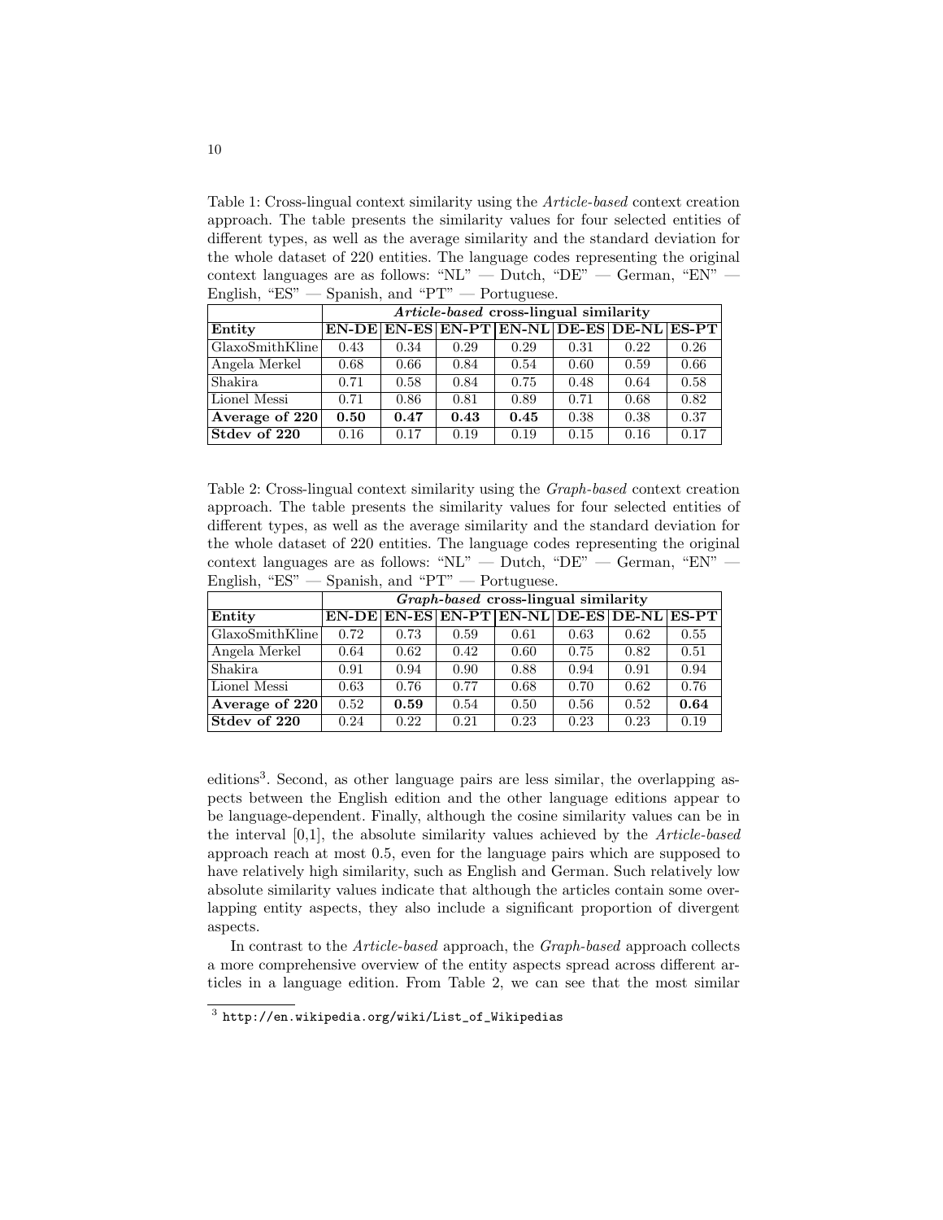Table 1: Cross-lingual context similarity using the *Article-based* context creation approach. The table presents the similarity values for four selected entities of different types, as well as the average similarity and the standard deviation for the whole dataset of 220 entities. The language codes representing the original context languages are as follows: "NL" — Dutch, "DE" — German, "EN" — English, "ES" — Spanish, and "PT" — Portuguese.

| | ***Article-based* cross-lingual similarity** | | | | | | |
|---|---|---|---|---|---|---|---|
| **Entity** | **EN-DE** | **EN-ES** | **EN-PT** | **EN-NL** | **DE-ES** | **DE-NL** | **ES-PT** |
| GlaxoSmithKline | 0.43 | 0.34 | 0.29 | 0.29 | 0.31 | 0.22 | 0.26 |
| Angela Merkel | 0.68 | 0.66 | 0.84 | 0.54 | 0.60 | 0.59 | 0.66 |
| Shakira | 0.71 | 0.58 | 0.84 | 0.75 | 0.48 | 0.64 | 0.58 |
| Lionel Messi | 0.71 | 0.86 | 0.81 | 0.89 | 0.71 | 0.68 | 0.82 |
| **Average of 220** | **0.50** | **0.47** | **0.43** | **0.45** | 0.38 | 0.38 | 0.37 |
| **Stdev of 220** | 0.16 | 0.17 | 0.19 | 0.19 | 0.15 | 0.16 | 0.17 |

Table 2: Cross-lingual context similarity using the *Graph-based* context creation approach. The table presents the similarity values for four selected entities of different types, as well as the average similarity and the standard deviation for the whole dataset of 220 entities. The language codes representing the original context languages are as follows: "NL" — Dutch, "DE" — German, "EN" — English, "ES" — Spanish, and "PT" — Portuguese.

| | ***Graph-based* cross-lingual similarity** | | | | | | |
|---|---|---|---|---|---|---|---|
| **Entity** | **EN-DE** | **EN-ES** | **EN-PT** | **EN-NL** | **DE-ES** | **DE-NL** | **ES-PT** |
| GlaxoSmithKline | 0.72 | 0.73 | 0.59 | 0.61 | 0.63 | 0.62 | 0.55 |
| Angela Merkel | 0.64 | 0.62 | 0.42 | 0.60 | 0.75 | 0.82 | 0.51 |
| Shakira | 0.91 | 0.94 | 0.90 | 0.88 | 0.94 | 0.91 | 0.94 |
| Lionel Messi | 0.63 | 0.76 | 0.77 | 0.68 | 0.70 | 0.62 | 0.76 |
| **Average of 220** | 0.52 | **0.59** | 0.54 | 0.50 | 0.56 | 0.52 | **0.64** |
| **Stdev of 220** | 0.24 | 0.22 | 0.21 | 0.23 | 0.23 | 0.23 | 0.19 |

editions[3]. Second, as other language pairs are less similar, the overlapping aspects between the English edition and the other language editions appear to be language-dependent. Finally, although the cosine similarity values can be in the interval [0,1], the absolute similarity values achieved by the *Article-based* approach reach at most 0.5, even for the language pairs which are supposed to have relatively high similarity, such as English and German. Such relatively low absolute similarity values indicate that although the articles contain some overlapping entity aspects, they also include a significant proportion of divergent aspects.

In contrast to the *Article-based* approach, the *Graph-based* approach collects a more comprehensive overview of the entity aspects spread across different articles in a language edition. From Table 2, we can see that the most similar

[3] http://en.wikipedia.org/wiki/List_of_Wikipedias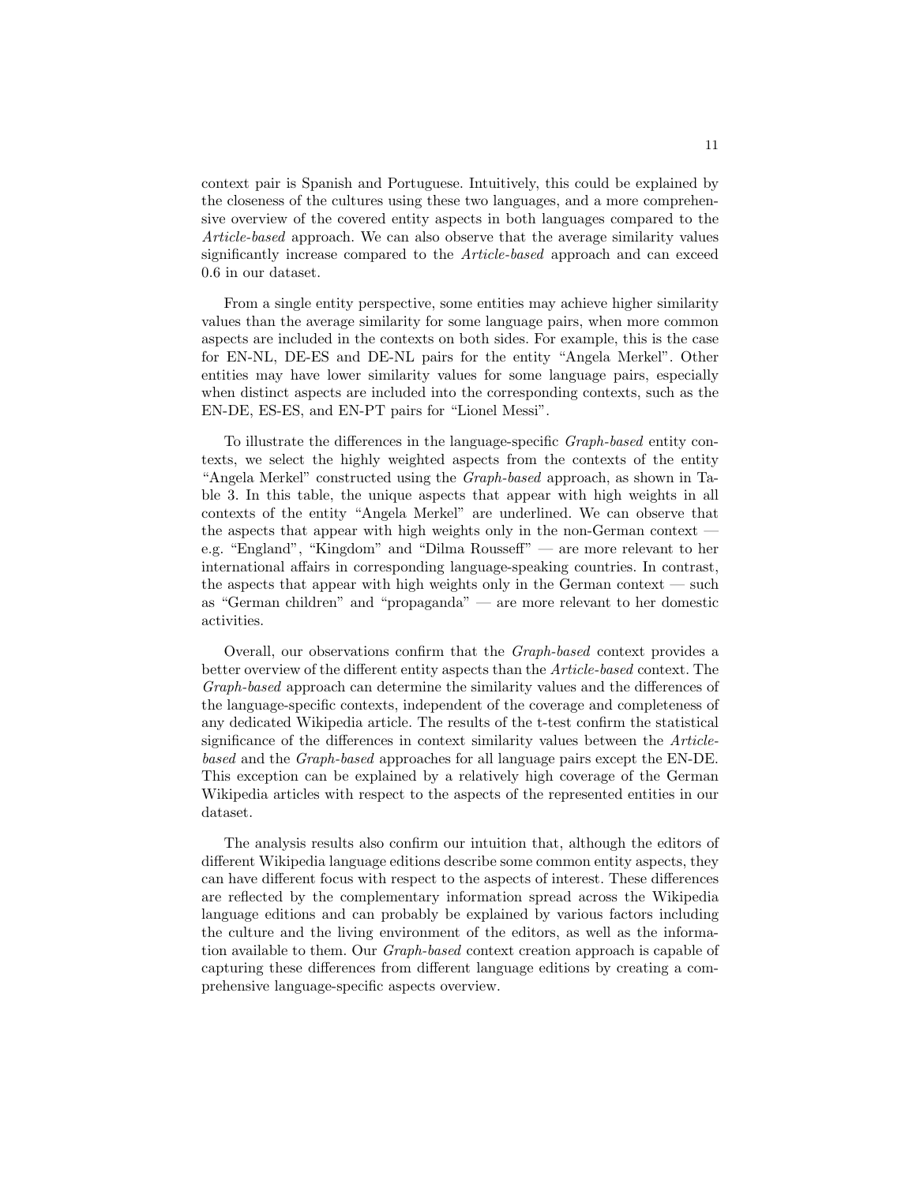context pair is Spanish and Portuguese. Intuitively, this could be explained by the closeness of the cultures using these two languages, and a more comprehensive overview of the covered entity aspects in both languages compared to the *Article-based* approach. We can also observe that the average similarity values significantly increase compared to the *Article-based* approach and can exceed 0.6 in our dataset.

From a single entity perspective, some entities may achieve higher similarity values than the average similarity for some language pairs, when more common aspects are included in the contexts on both sides. For example, this is the case for EN-NL, DE-ES and DE-NL pairs for the entity "Angela Merkel". Other entities may have lower similarity values for some language pairs, especially when distinct aspects are included into the corresponding contexts, such as the EN-DE, ES-ES, and EN-PT pairs for "Lionel Messi".

To illustrate the differences in the language-specific *Graph-based* entity contexts, we select the highly weighted aspects from the contexts of the entity "Angela Merkel" constructed using the *Graph-based* approach, as shown in Table 3. In this table, the unique aspects that appear with high weights in all contexts of the entity "Angela Merkel" are underlined. We can observe that the aspects that appear with high weights only in the non-German context — e.g. "England", "Kingdom" and "Dilma Rousseff" — are more relevant to her international affairs in corresponding language-speaking countries. In contrast, the aspects that appear with high weights only in the German context — such as "German children" and "propaganda" — are more relevant to her domestic activities.

Overall, our observations confirm that the *Graph-based* context provides a better overview of the different entity aspects than the *Article-based* context. The *Graph-based* approach can determine the similarity values and the differences of the language-specific contexts, independent of the coverage and completeness of any dedicated Wikipedia article. The results of the t-test confirm the statistical significance of the differences in context similarity values between the *Article-based* and the *Graph-based* approaches for all language pairs except the EN-DE. This exception can be explained by a relatively high coverage of the German Wikipedia articles with respect to the aspects of the represented entities in our dataset.

The analysis results also confirm our intuition that, although the editors of different Wikipedia language editions describe some common entity aspects, they can have different focus with respect to the aspects of interest. These differences are reflected by the complementary information spread across the Wikipedia language editions and can probably be explained by various factors including the culture and the living environment of the editors, as well as the information available to them. Our *Graph-based* context creation approach is capable of capturing these differences from different language editions by creating a comprehensive language-specific aspects overview.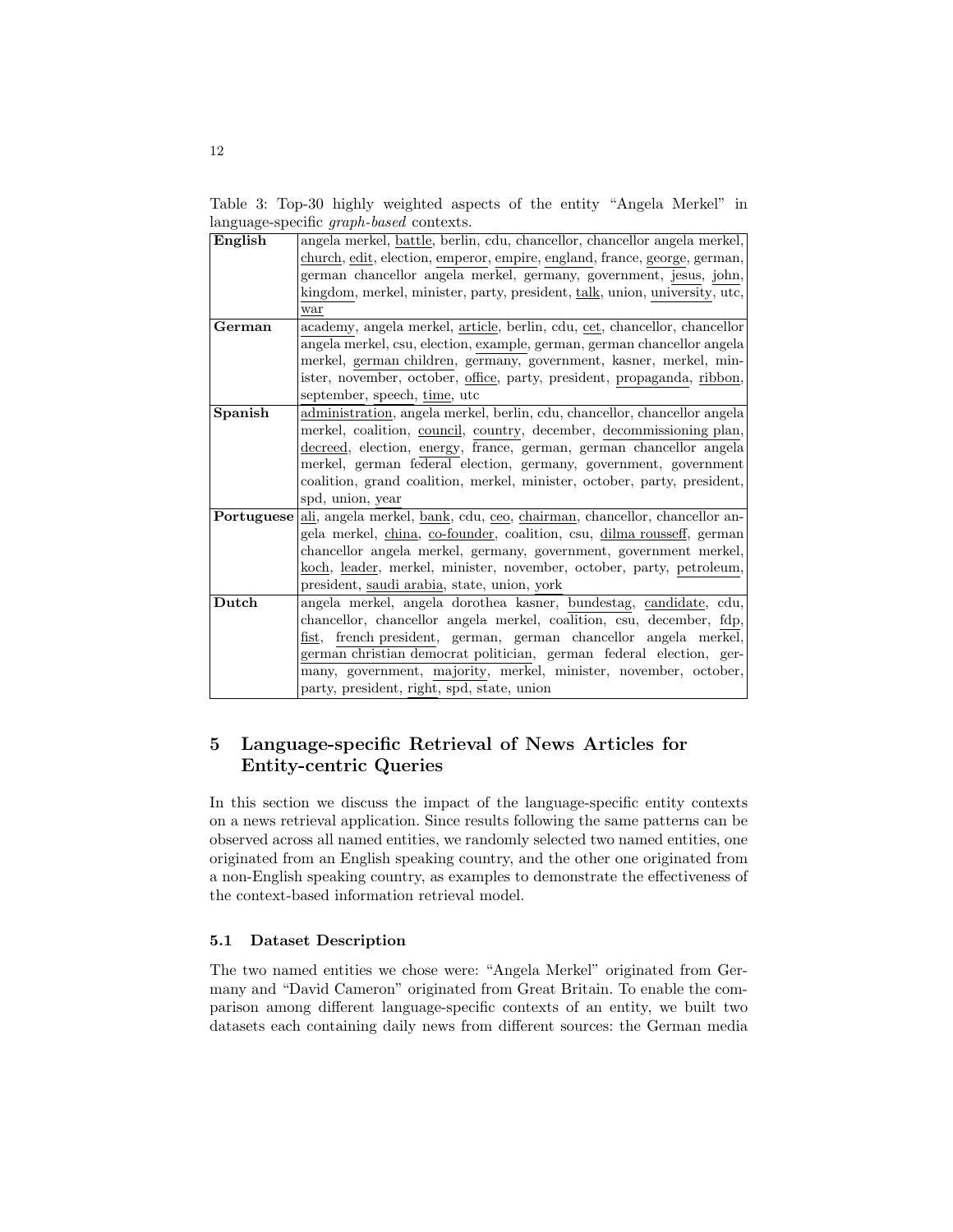Table 3: Top-30 highly weighted aspects of the entity "Angela Merkel" in language-specific *graph-based* contexts.

| | |
|---|---|
| **English** | angela merkel, battle, berlin, cdu, chancellor, chancellor angela merkel, church, edit, election, emperor, empire, england, france, george, german, german chancellor angela merkel, germany, government, jesus, john, kingdom, merkel, minister, party, president, talk, union, university, utc, war |
| **German** | academy, angela merkel, article, berlin, cdu, cet, chancellor, chancellor angela merkel, csu, election, example, german, german chancellor angela merkel, german children, germany, government, kasner, merkel, minister, november, october, office, party, president, propaganda, ribbon, september, speech, time, utc |
| **Spanish** | administration, angela merkel, berlin, cdu, chancellor, chancellor angela merkel, coalition, council, country, december, decommissioning plan, decreed, election, energy, france, german, german chancellor angela merkel, german federal election, germany, government, government coalition, grand coalition, merkel, minister, october, party, president, spd, union, year |
| **Portuguese** | ali, angela merkel, bank, cdu, ceo, chairman, chancellor, chancellor angela merkel, china, co-founder, coalition, csu, dilma rousseff, german chancellor angela merkel, germany, government, government merkel, koch, leader, merkel, minister, november, october, party, petroleum, president, saudi arabia, state, union, york |
| **Dutch** | angela merkel, angela dorothea kasner, bundestag, candidate, cdu, chancellor, chancellor angela merkel, coalition, csu, december, fdp, fist, french president, german, german chancellor angela merkel, german christian democrat politician, german federal election, germany, government, majority, merkel, minister, november, october, party, president, right, spd, state, union |

## 5 Language-specific Retrieval of News Articles for Entity-centric Queries

In this section we discuss the impact of the language-specific entity contexts on a news retrieval application. Since results following the same patterns can be observed across all named entities, we randomly selected two named entities, one originated from an English speaking country, and the other one originated from a non-English speaking country, as examples to demonstrate the effectiveness of the context-based information retrieval model.

### 5.1 Dataset Description

The two named entities we chose were: "Angela Merkel" originated from Germany and "David Cameron" originated from Great Britain. To enable the comparison among different language-specific contexts of an entity, we built two datasets each containing daily news from different sources: the German media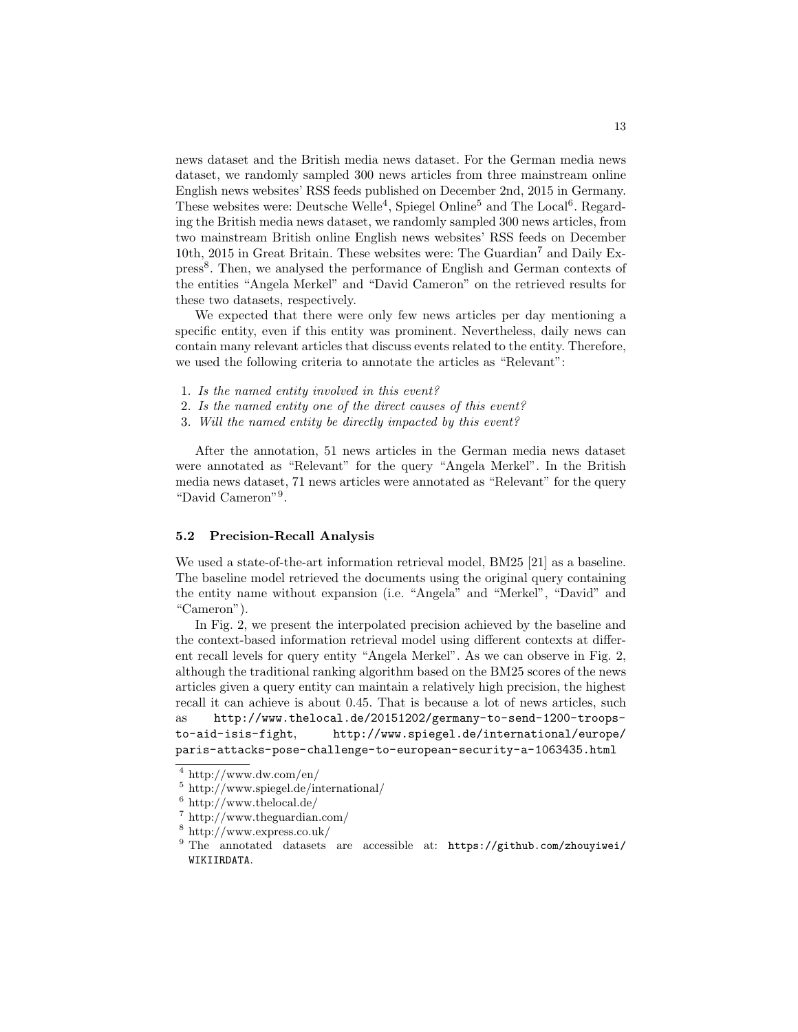news dataset and the British media news dataset. For the German media news dataset, we randomly sampled 300 news articles from three mainstream online English news websites' RSS feeds published on December 2nd, 2015 in Germany. These websites were: Deutsche Welle[4], Spiegel Online[5] and The Local[6]. Regarding the British media news dataset, we randomly sampled 300 news articles, from two mainstream British online English news websites' RSS feeds on December 10th, 2015 in Great Britain. These websites were: The Guardian[7] and Daily Express[8]. Then, we analysed the performance of English and German contexts of the entities "Angela Merkel" and "David Cameron" on the retrieved results for these two datasets, respectively.

We expected that there were only few news articles per day mentioning a specific entity, even if this entity was prominent. Nevertheless, daily news can contain many relevant articles that discuss events related to the entity. Therefore, we used the following criteria to annotate the articles as "Relevant":

1. *Is the named entity involved in this event?*
2. *Is the named entity one of the direct causes of this event?*
3. *Will the named entity be directly impacted by this event?*

After the annotation, 51 news articles in the German media news dataset were annotated as "Relevant" for the query "Angela Merkel". In the British media news dataset, 71 news articles were annotated as "Relevant" for the query "David Cameron"[9].

### 5.2 Precision-Recall Analysis

We used a state-of-the-art information retrieval model, BM25 [21] as a baseline. The baseline model retrieved the documents using the original query containing the entity name without expansion (i.e. "Angela" and "Merkel", "David" and "Cameron").

In Fig. 2, we present the interpolated precision achieved by the baseline and the context-based information retrieval model using different contexts at different recall levels for query entity "Angela Merkel". As we can observe in Fig. 2, although the traditional ranking algorithm based on the BM25 scores of the news articles given a query entity can maintain a relatively high precision, the highest recall it can achieve is about 0.45. That is because a lot of news articles, such as `http://www.thelocal.de/20151202/germany-to-send-1200-troops-to-aid-isis-fight`, `http://www.spiegel.de/international/europe/paris-attacks-pose-challenge-to-european-security-a-1063435.html`

---

[4] http://www.dw.com/en/

[5] http://www.spiegel.de/international/

[6] http://www.thelocal.de/

[7] http://www.theguardian.com/

[8] http://www.express.co.uk/

[9] The annotated datasets are accessible at: `https://github.com/zhouyiwei/WIKIIRDATA`.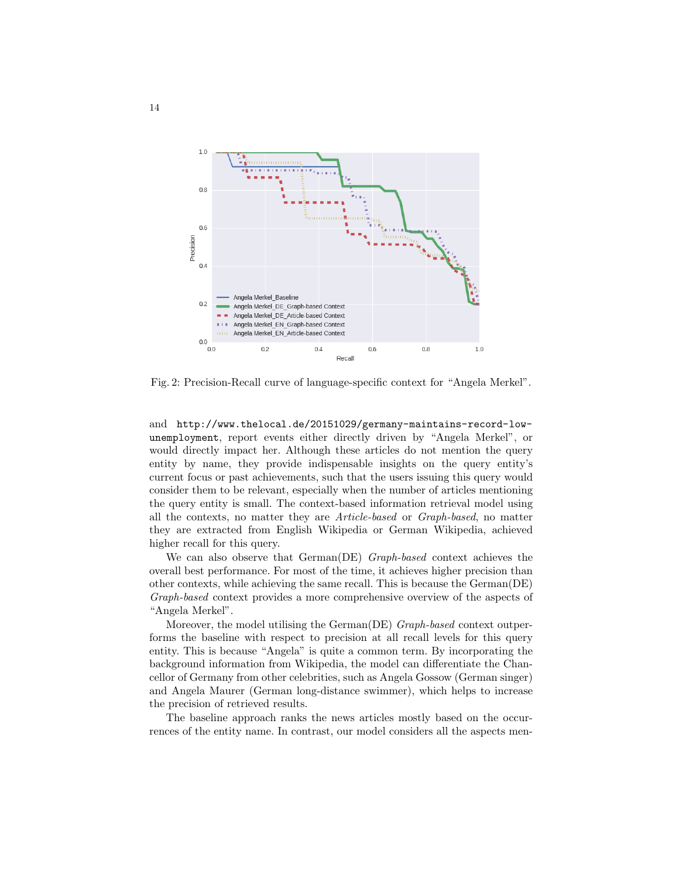Fig. 2: Precision-Recall curve of language-specific context for "Angela Merkel".

and http://www.thelocal.de/20151029/germany-maintains-record-low-unemployment, report events either directly driven by "Angela Merkel", or would directly impact her. Although these articles do not mention the query entity by name, they provide indispensable insights on the query entity's current focus or past achievements, such that the users issuing this query would consider them to be relevant, especially when the number of articles mentioning the query entity is small. The context-based information retrieval model using all the contexts, no matter they are *Article-based* or *Graph-based*, no matter they are extracted from English Wikipedia or German Wikipedia, achieved higher recall for this query.

We can also observe that German(DE) *Graph-based* context achieves the overall best performance. For most of the time, it achieves higher precision than other contexts, while achieving the same recall. This is because the German(DE) *Graph-based* context provides a more comprehensive overview of the aspects of "Angela Merkel".

Moreover, the model utilising the German(DE) *Graph-based* context outperforms the baseline with respect to precision at all recall levels for this query entity. This is because "Angela" is quite a common term. By incorporating the background information from Wikipedia, the model can differentiate the Chancellor of Germany from other celebrities, such as Angela Gossow (German singer) and Angela Maurer (German long-distance swimmer), which helps to increase the precision of retrieved results.

The baseline approach ranks the news articles mostly based on the occurrences of the entity name. In contrast, our model considers all the aspects men-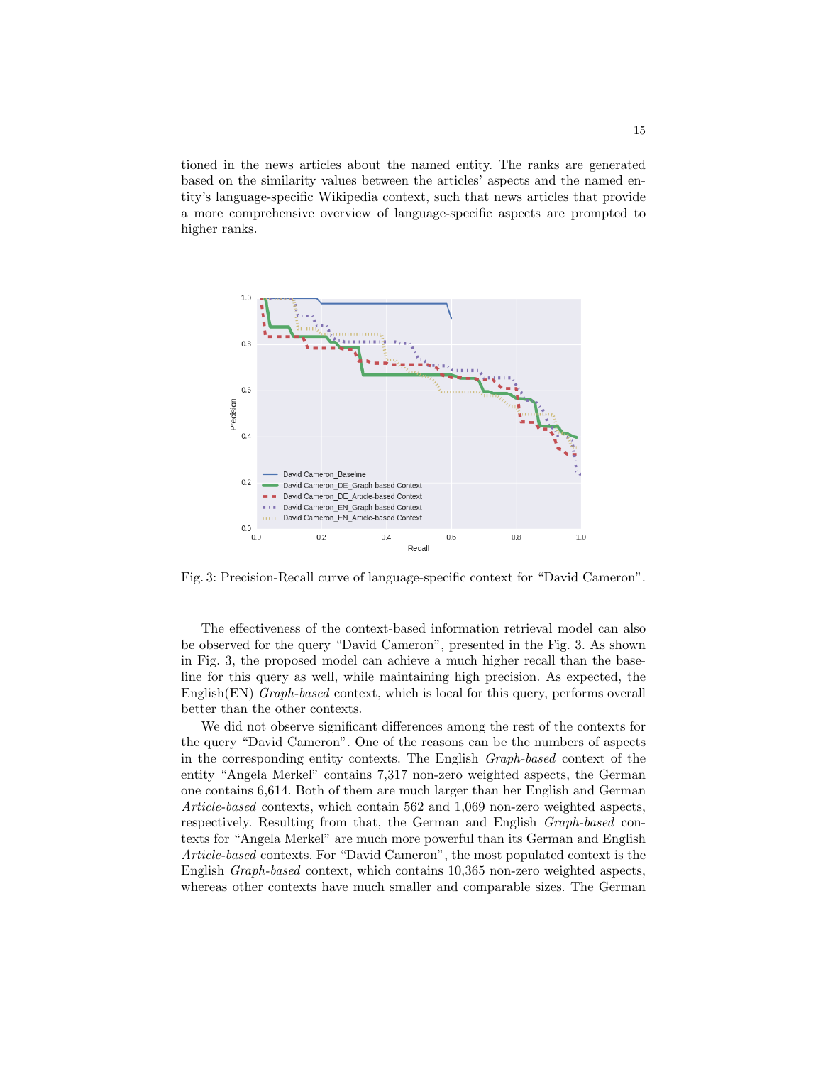tioned in the news articles about the named entity. The ranks are generated based on the similarity values between the articles' aspects and the named entity's language-specific Wikipedia context, such that news articles that provide a more comprehensive overview of language-specific aspects are prompted to higher ranks.

Fig. 3: Precision-Recall curve of language-specific context for "David Cameron".

The effectiveness of the context-based information retrieval model can also be observed for the query "David Cameron", presented in the Fig. 3. As shown in Fig. 3, the proposed model can achieve a much higher recall than the baseline for this query as well, while maintaining high precision. As expected, the English(EN) *Graph-based* context, which is local for this query, performs overall better than the other contexts.

We did not observe significant differences among the rest of the contexts for the query "David Cameron". One of the reasons can be the numbers of aspects in the corresponding entity contexts. The English *Graph-based* context of the entity "Angela Merkel" contains 7,317 non-zero weighted aspects, the German one contains 6,614. Both of them are much larger than her English and German *Article-based* contexts, which contain 562 and 1,069 non-zero weighted aspects, respectively. Resulting from that, the German and English *Graph-based* contexts for "Angela Merkel" are much more powerful than its German and English *Article-based* contexts. For "David Cameron", the most populated context is the English *Graph-based* context, which contains 10,365 non-zero weighted aspects, whereas other contexts have much smaller and comparable sizes. The German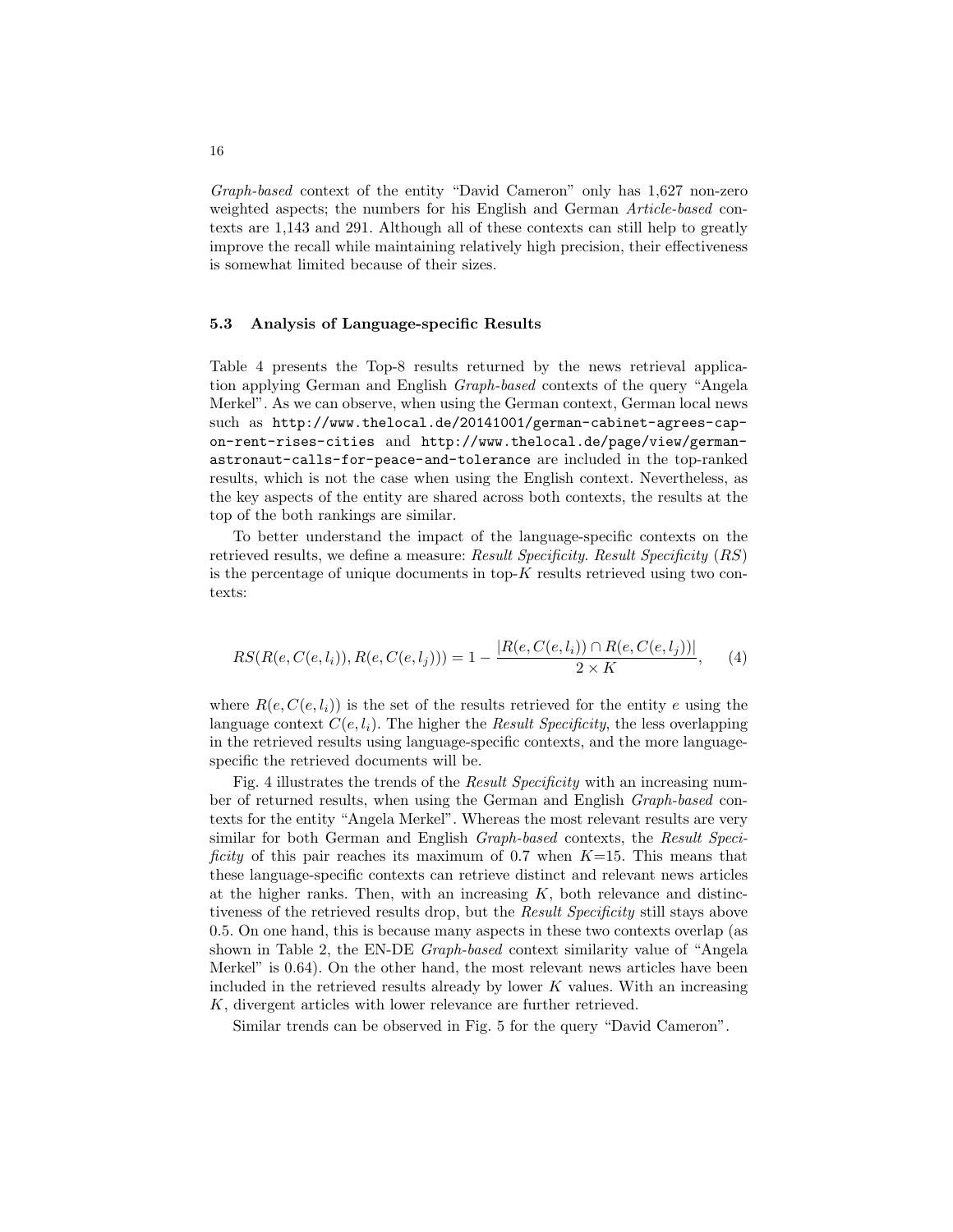*Graph-based* context of the entity “David Cameron” only has 1,627 non-zero weighted aspects; the numbers for his English and German *Article-based* contexts are 1,143 and 291. Although all of these contexts can still help to greatly improve the recall while maintaining relatively high precision, their effectiveness is somewhat limited because of their sizes.

### 5.3 Analysis of Language-specific Results

Table 4 presents the Top-8 results returned by the news retrieval application applying German and English *Graph-based* contexts of the query “Angela Merkel”. As we can observe, when using the German context, German local news such as `http://www.thelocal.de/20141001/german-cabinet-agrees-cap-on-rent-rises-cities` and `http://www.thelocal.de/page/view/german-astronaut-calls-for-peace-and-tolerance` are included in the top-ranked results, which is not the case when using the English context. Nevertheless, as the key aspects of the entity are shared across both contexts, the results at the top of the both rankings are similar.

To better understand the impact of the language-specific contexts on the retrieved results, we define a measure: *Result Specificity*. *Result Specificity* (*RS*) is the percentage of unique documents in top-$K$ results retrieved using two contexts:

$$RS(R(e, C(e, l_i)), R(e, C(e, l_j))) = 1 - \frac{|R(e, C(e, l_i)) \cap R(e, C(e, l_j))|}{2 \times K}, \quad (4)$$

where $R(e, C(e, l_i))$ is the set of the results retrieved for the entity $e$ using the language context $C(e, l_i)$. The higher the *Result Specificity*, the less overlapping in the retrieved results using language-specific contexts, and the more language-specific the retrieved documents will be.

Fig. 4 illustrates the trends of the *Result Specificity* with an increasing number of returned results, when using the German and English *Graph-based* contexts for the entity “Angela Merkel”. Whereas the most relevant results are very similar for both German and English *Graph-based* contexts, the *Result Specificity* of this pair reaches its maximum of 0.7 when $K$=15. This means that these language-specific contexts can retrieve distinct and relevant news articles at the higher ranks. Then, with an increasing $K$, both relevance and distinctiveness of the retrieved results drop, but the *Result Specificity* still stays above 0.5. On one hand, this is because many aspects in these two contexts overlap (as shown in Table 2, the EN-DE *Graph-based* context similarity value of “Angela Merkel” is 0.64). On the other hand, the most relevant news articles have been included in the retrieved results already by lower $K$ values. With an increasing $K$, divergent articles with lower relevance are further retrieved.

Similar trends can be observed in Fig. 5 for the query “David Cameron”.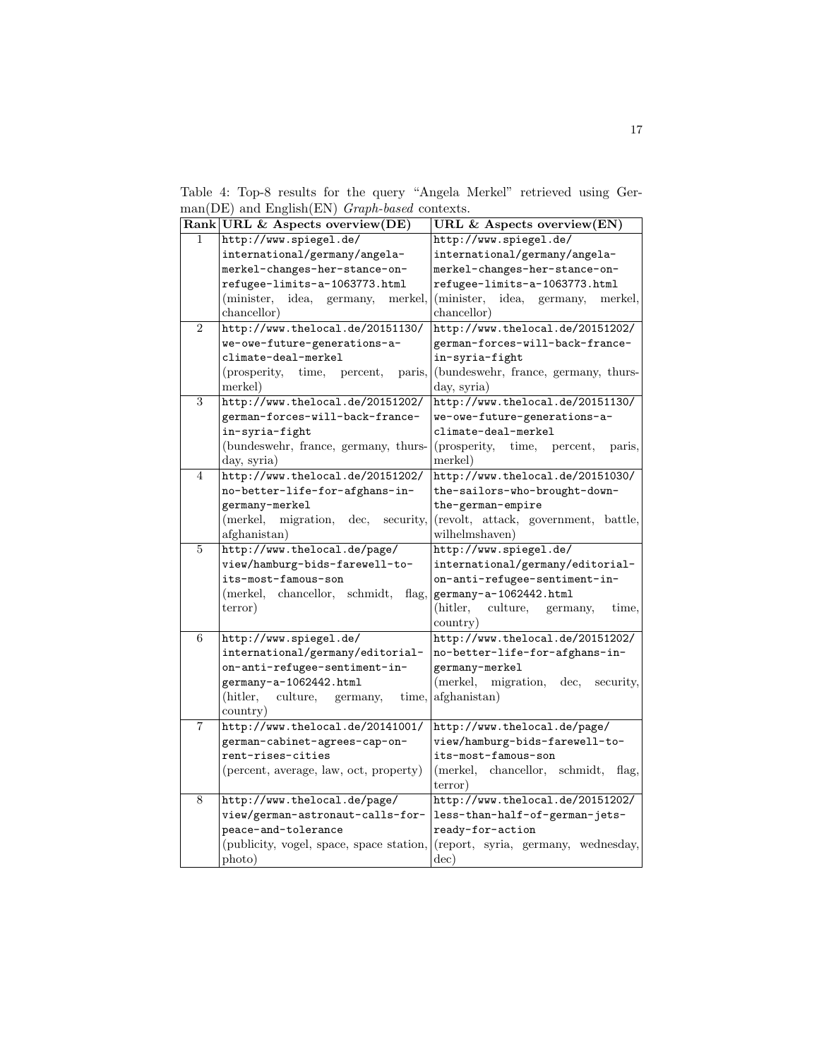Table 4: Top-8 results for the query "Angela Merkel" retrieved using German(DE) and English(EN) *Graph-based* contexts.

| Rank | URL & Aspects overview(DE) | URL & Aspects overview(EN) |
|---|---|---|
| 1 | http://www.spiegel.de/international/germany/angela-merkel-changes-her-stance-on-refugee-limits-a-1063773.html (minister, idea, germany, merkel, chancellor) | http://www.spiegel.de/international/germany/angela-merkel-changes-her-stance-on-refugee-limits-a-1063773.html (minister, idea, germany, merkel, chancellor) |
| 2 | http://www.thelocal.de/20151130/we-owe-future-generations-a-climate-deal-merkel (prosperity, time, percent, paris, merkel) | http://www.thelocal.de/20151202/german-forces-will-back-france-in-syria-fight (bundeswehr, france, germany, thursday, syria) |
| 3 | http://www.thelocal.de/20151202/german-forces-will-back-france-in-syria-fight (bundeswehr, france, germany, thursday, syria) | http://www.thelocal.de/20151130/we-owe-future-generations-a-climate-deal-merkel (prosperity, time, percent, paris, merkel) |
| 4 | http://www.thelocal.de/20151202/no-better-life-for-afghans-in-germany-merkel (merkel, migration, dec, security, afghanistan) | http://www.thelocal.de/20151030/the-sailors-who-brought-down-the-german-empire (revolt, attack, government, battle, wilhelmshaven) |
| 5 | http://www.thelocal.de/page/view/hamburg-bids-farewell-to-its-most-famous-son (merkel, chancellor, schmidt, flag, terror) | http://www.spiegel.de/international/germany/editorial-on-anti-refugee-sentiment-in-germany-a-1062442.html (hitler, culture, germany, time, country) |
| 6 | http://www.spiegel.de/international/germany/editorial-on-anti-refugee-sentiment-in-germany-a-1062442.html (hitler, culture, germany, time, country) | http://www.thelocal.de/20151202/no-better-life-for-afghans-in-germany-merkel (merkel, migration, dec, security, afghanistan) |
| 7 | http://www.thelocal.de/20141001/german-cabinet-agrees-cap-on-rent-rises-cities (percent, average, law, oct, property) | http://www.thelocal.de/page/view/hamburg-bids-farewell-to-its-most-famous-son (merkel, chancellor, schmidt, flag, terror) |
| 8 | http://www.thelocal.de/page/view/german-astronaut-calls-for-peace-and-tolerance (publicity, vogel, space, space station, photo) | http://www.thelocal.de/20151202/less-than-half-of-german-jets-ready-for-action (report, syria, germany, wednesday, dec) |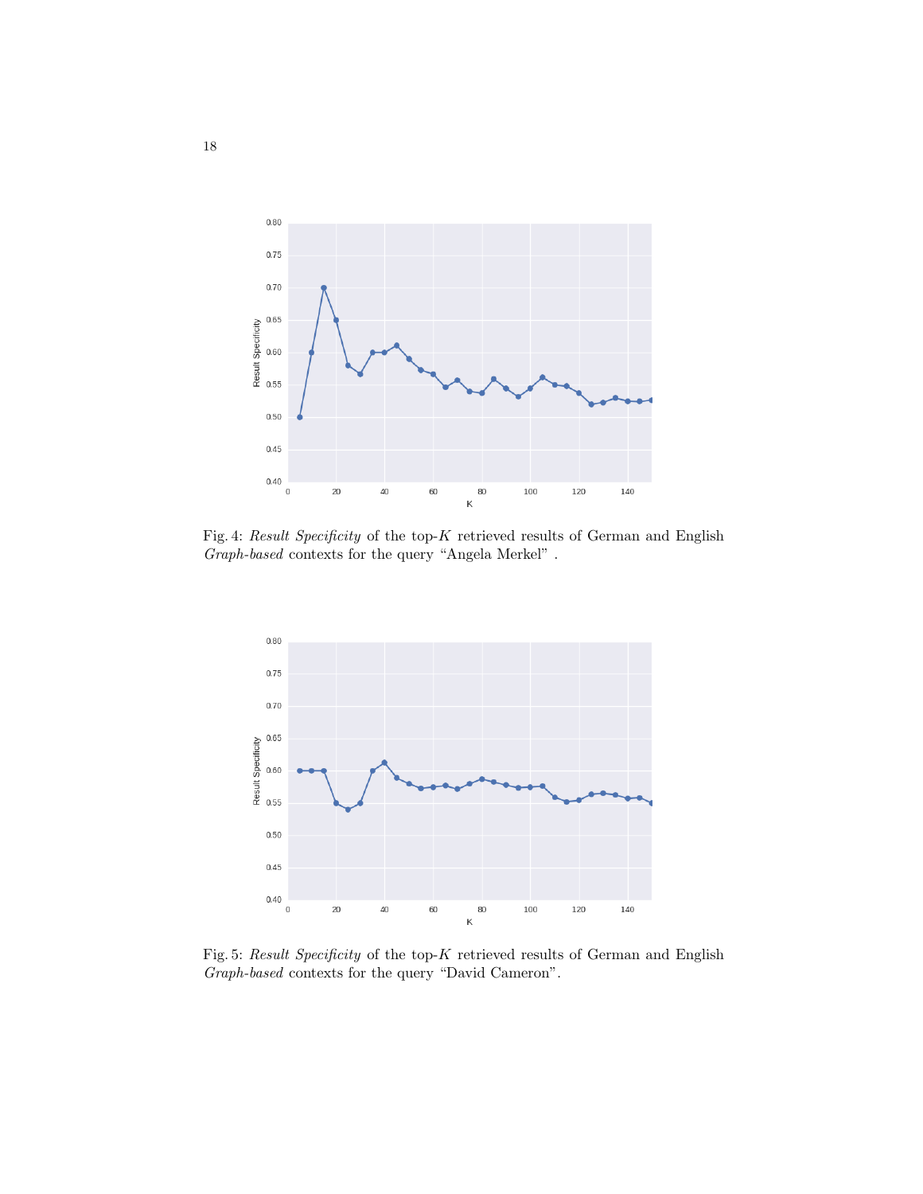Fig. 4: *Result Specificity* of the top-$K$ retrieved results of German and English *Graph-based* contexts for the query "Angela Merkel" .

Fig. 5: *Result Specificity* of the top-$K$ retrieved results of German and English *Graph-based* contexts for the query "David Cameron".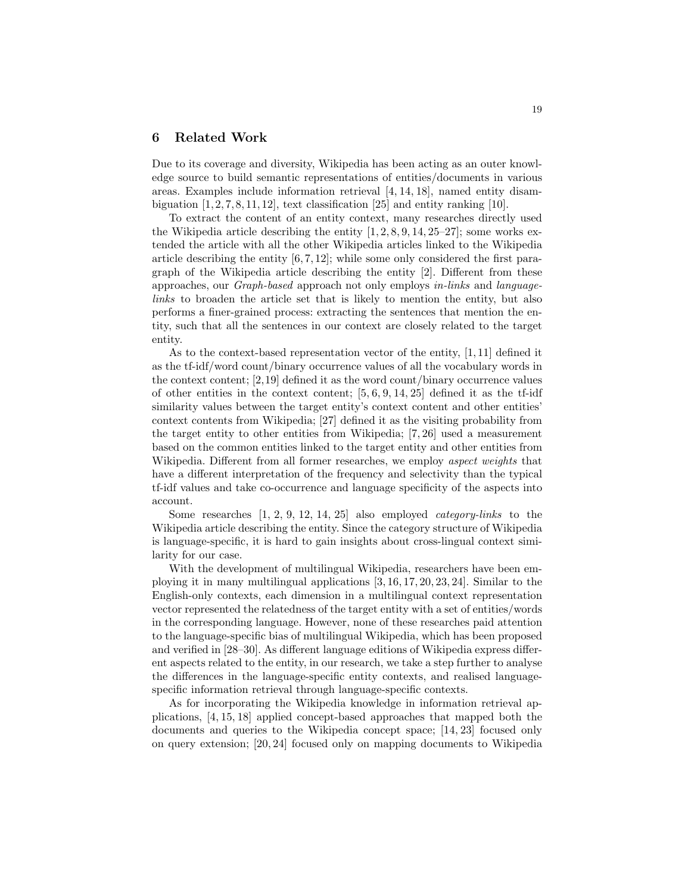## 6 Related Work

Due to its coverage and diversity, Wikipedia has been acting as an outer knowledge source to build semantic representations of entities/documents in various areas. Examples include information retrieval [4, 14, 18], named entity disambiguation [1, 2, 7, 8, 11, 12], text classification [25] and entity ranking [10].

To extract the content of an entity context, many researches directly used the Wikipedia article describing the entity [1, 2, 8, 9, 14, 25–27]; some works extended the article with all the other Wikipedia articles linked to the Wikipedia article describing the entity [6, 7, 12]; while some only considered the first paragraph of the Wikipedia article describing the entity [2]. Different from these approaches, our *Graph-based* approach not only employs *in-links* and *language-links* to broaden the article set that is likely to mention the entity, but also performs a finer-grained process: extracting the sentences that mention the entity, such that all the sentences in our context are closely related to the target entity.

As to the context-based representation vector of the entity, [1, 11] defined it as the tf-idf/word count/binary occurrence values of all the vocabulary words in the context content; [2,19] defined it as the word count/binary occurrence values of other entities in the context content; [5, 6, 9, 14, 25] defined it as the tf-idf similarity values between the target entity's context content and other entities' context contents from Wikipedia; [27] defined it as the visiting probability from the target entity to other entities from Wikipedia; [7, 26] used a measurement based on the common entities linked to the target entity and other entities from Wikipedia. Different from all former researches, we employ *aspect weights* that have a different interpretation of the frequency and selectivity than the typical tf-idf values and take co-occurrence and language specificity of the aspects into account.

Some researches [1, 2, 9, 12, 14, 25] also employed *category-links* to the Wikipedia article describing the entity. Since the category structure of Wikipedia is language-specific, it is hard to gain insights about cross-lingual context similarity for our case.

With the development of multilingual Wikipedia, researchers have been employing it in many multilingual applications [3, 16, 17, 20, 23, 24]. Similar to the English-only contexts, each dimension in a multilingual context representation vector represented the relatedness of the target entity with a set of entities/words in the corresponding language. However, none of these researches paid attention to the language-specific bias of multilingual Wikipedia, which has been proposed and verified in [28–30]. As different language editions of Wikipedia express different aspects related to the entity, in our research, we take a step further to analyse the differences in the language-specific entity contexts, and realised language-specific information retrieval through language-specific contexts.

As for incorporating the Wikipedia knowledge in information retrieval applications, [4, 15, 18] applied concept-based approaches that mapped both the documents and queries to the Wikipedia concept space; [14, 23] focused only on query extension; [20, 24] focused only on mapping documents to Wikipedia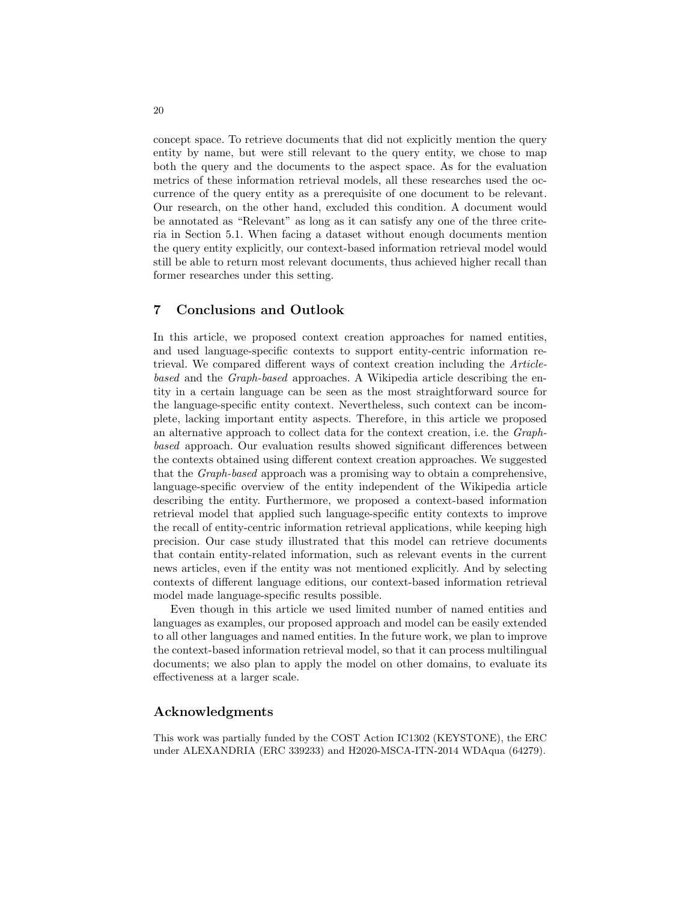concept space. To retrieve documents that did not explicitly mention the query entity by name, but were still relevant to the query entity, we chose to map both the query and the documents to the aspect space. As for the evaluation metrics of these information retrieval models, all these researches used the occurrence of the query entity as a prerequisite of one document to be relevant. Our research, on the other hand, excluded this condition. A document would be annotated as "Relevant" as long as it can satisfy any one of the three criteria in Section 5.1. When facing a dataset without enough documents mention the query entity explicitly, our context-based information retrieval model would still be able to return most relevant documents, thus achieved higher recall than former researches under this setting.

## 7 Conclusions and Outlook

In this article, we proposed context creation approaches for named entities, and used language-specific contexts to support entity-centric information retrieval. We compared different ways of context creation including the *Article-based* and the *Graph-based* approaches. A Wikipedia article describing the entity in a certain language can be seen as the most straightforward source for the language-specific entity context. Nevertheless, such context can be incomplete, lacking important entity aspects. Therefore, in this article we proposed an alternative approach to collect data for the context creation, i.e. the *Graph-based* approach. Our evaluation results showed significant differences between the contexts obtained using different context creation approaches. We suggested that the *Graph-based* approach was a promising way to obtain a comprehensive, language-specific overview of the entity independent of the Wikipedia article describing the entity. Furthermore, we proposed a context-based information retrieval model that applied such language-specific entity contexts to improve the recall of entity-centric information retrieval applications, while keeping high precision. Our case study illustrated that this model can retrieve documents that contain entity-related information, such as relevant events in the current news articles, even if the entity was not mentioned explicitly. And by selecting contexts of different language editions, our context-based information retrieval model made language-specific results possible.

Even though in this article we used limited number of named entities and languages as examples, our proposed approach and model can be easily extended to all other languages and named entities. In the future work, we plan to improve the context-based information retrieval model, so that it can process multilingual documents; we also plan to apply the model on other domains, to evaluate its effectiveness at a larger scale.

## Acknowledgments

This work was partially funded by the COST Action IC1302 (KEYSTONE), the ERC under ALEXANDRIA (ERC 339233) and H2020-MSCA-ITN-2014 WDAqua (64279).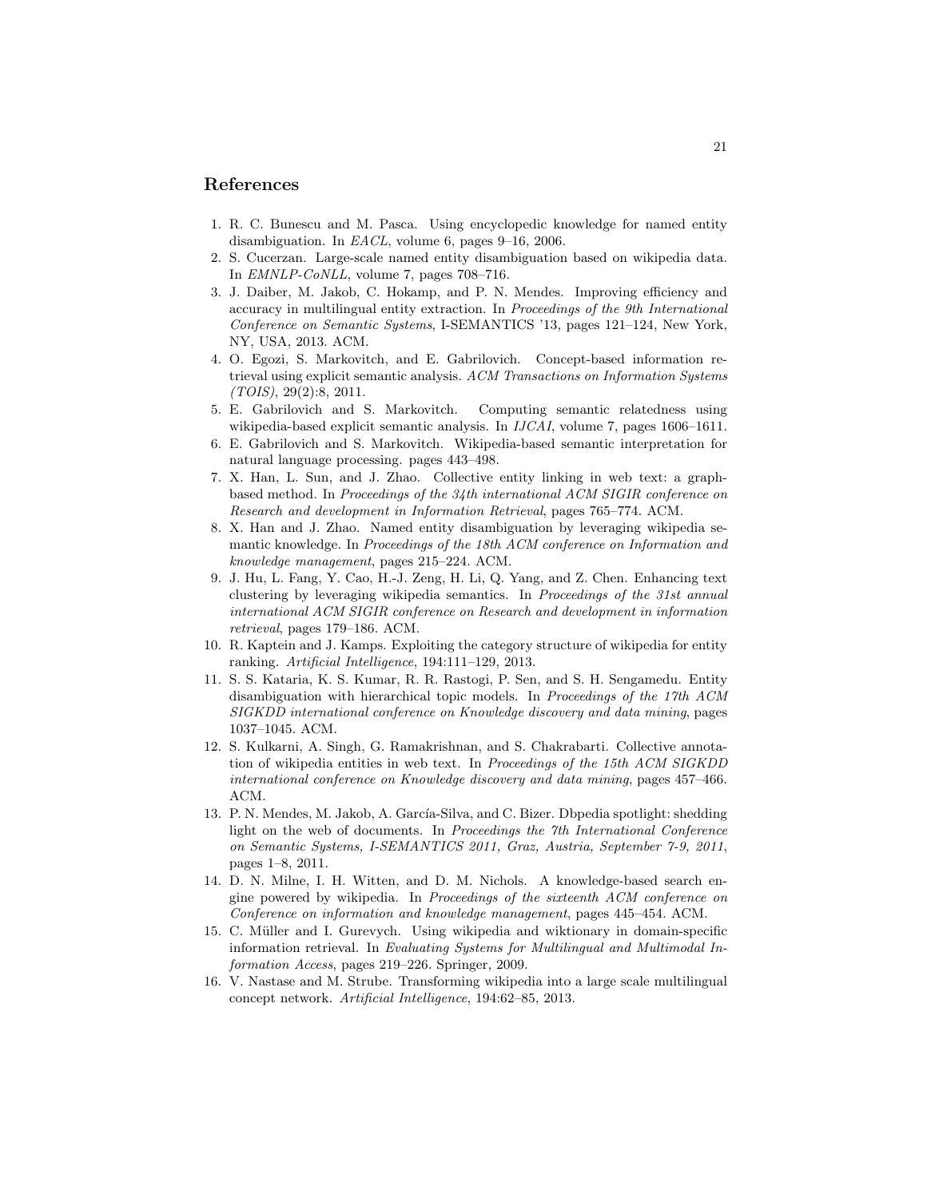## References

1. R. C. Bunescu and M. Pasca. Using encyclopedic knowledge for named entity disambiguation. In *EACL*, volume 6, pages 9–16, 2006.
2. S. Cucerzan. Large-scale named entity disambiguation based on wikipedia data. In *EMNLP-CoNLL*, volume 7, pages 708–716.
3. J. Daiber, M. Jakob, C. Hokamp, and P. N. Mendes. Improving efficiency and accuracy in multilingual entity extraction. In *Proceedings of the 9th International Conference on Semantic Systems*, I-SEMANTICS '13, pages 121–124, New York, NY, USA, 2013. ACM.
4. O. Egozi, S. Markovitch, and E. Gabrilovich. Concept-based information retrieval using explicit semantic analysis. *ACM Transactions on Information Systems (TOIS)*, 29(2):8, 2011.
5. E. Gabrilovich and S. Markovitch. Computing semantic relatedness using wikipedia-based explicit semantic analysis. In *IJCAI*, volume 7, pages 1606–1611.
6. E. Gabrilovich and S. Markovitch. Wikipedia-based semantic interpretation for natural language processing. pages 443–498.
7. X. Han, L. Sun, and J. Zhao. Collective entity linking in web text: a graph-based method. In *Proceedings of the 34th international ACM SIGIR conference on Research and development in Information Retrieval*, pages 765–774. ACM.
8. X. Han and J. Zhao. Named entity disambiguation by leveraging wikipedia semantic knowledge. In *Proceedings of the 18th ACM conference on Information and knowledge management*, pages 215–224. ACM.
9. J. Hu, L. Fang, Y. Cao, H.-J. Zeng, H. Li, Q. Yang, and Z. Chen. Enhancing text clustering by leveraging wikipedia semantics. In *Proceedings of the 31st annual international ACM SIGIR conference on Research and development in information retrieval*, pages 179–186. ACM.
10. R. Kaptein and J. Kamps. Exploiting the category structure of wikipedia for entity ranking. *Artificial Intelligence*, 194:111–129, 2013.
11. S. S. Kataria, K. S. Kumar, R. R. Rastogi, P. Sen, and S. H. Sengamedu. Entity disambiguation with hierarchical topic models. In *Proceedings of the 17th ACM SIGKDD international conference on Knowledge discovery and data mining*, pages 1037–1045. ACM.
12. S. Kulkarni, A. Singh, G. Ramakrishnan, and S. Chakrabarti. Collective annotation of wikipedia entities in web text. In *Proceedings of the 15th ACM SIGKDD international conference on Knowledge discovery and data mining*, pages 457–466. ACM.
13. P. N. Mendes, M. Jakob, A. García-Silva, and C. Bizer. Dbpedia spotlight: shedding light on the web of documents. In *Proceedings the 7th International Conference on Semantic Systems, I-SEMANTICS 2011, Graz, Austria, September 7-9, 2011*, pages 1–8, 2011.
14. D. N. Milne, I. H. Witten, and D. M. Nichols. A knowledge-based search engine powered by wikipedia. In *Proceedings of the sixteenth ACM conference on Conference on information and knowledge management*, pages 445–454. ACM.
15. C. Müller and I. Gurevych. Using wikipedia and wiktionary in domain-specific information retrieval. In *Evaluating Systems for Multilingual and Multimodal Information Access*, pages 219–226. Springer, 2009.
16. V. Nastase and M. Strube. Transforming wikipedia into a large scale multilingual concept network. *Artificial Intelligence*, 194:62–85, 2013.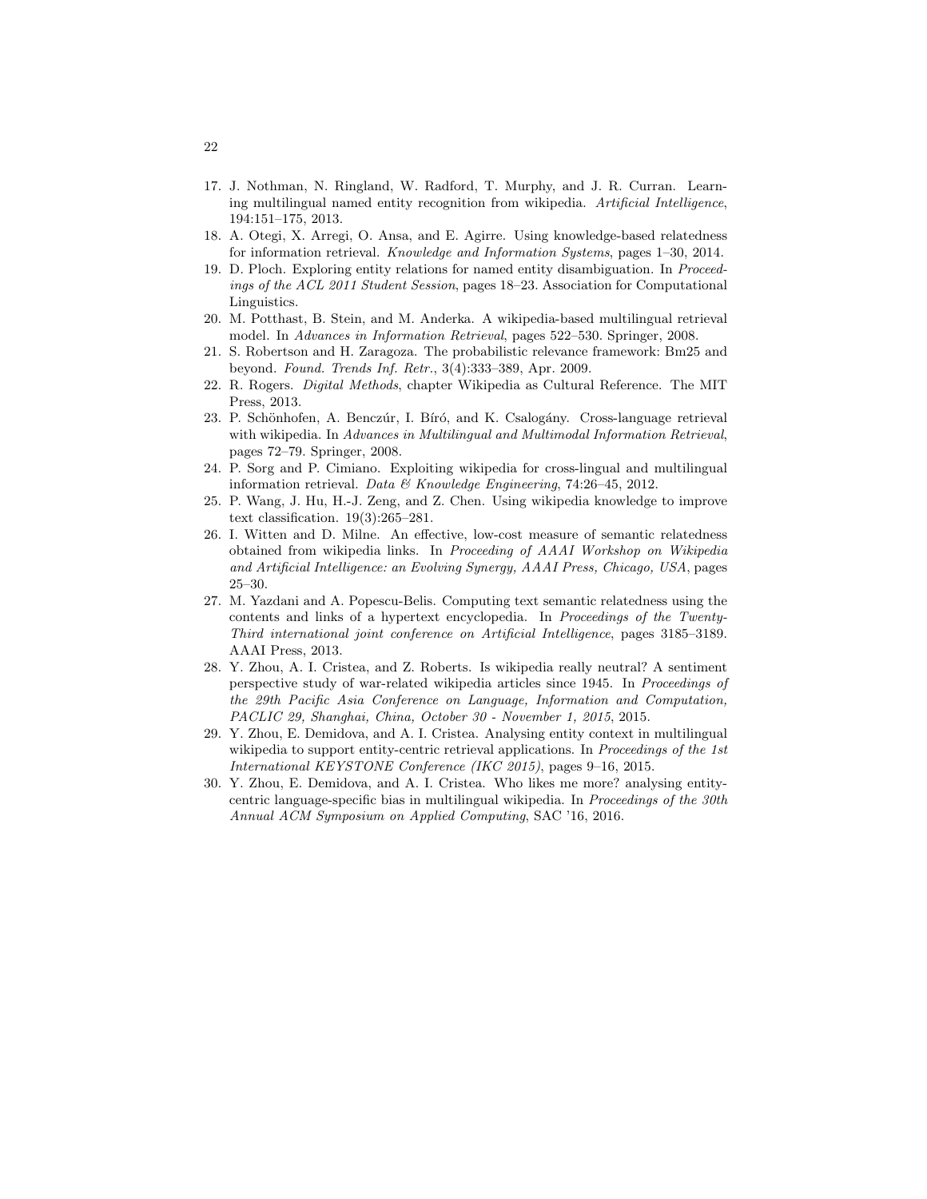17. J. Nothman, N. Ringland, W. Radford, T. Murphy, and J. R. Curran. Learning multilingual named entity recognition from wikipedia. *Artificial Intelligence*, 194:151–175, 2013.
18. A. Otegi, X. Arregi, O. Ansa, and E. Agirre. Using knowledge-based relatedness for information retrieval. *Knowledge and Information Systems*, pages 1–30, 2014.
19. D. Ploch. Exploring entity relations for named entity disambiguation. In *Proceedings of the ACL 2011 Student Session*, pages 18–23. Association for Computational Linguistics.
20. M. Potthast, B. Stein, and M. Anderka. A wikipedia-based multilingual retrieval model. In *Advances in Information Retrieval*, pages 522–530. Springer, 2008.
21. S. Robertson and H. Zaragoza. The probabilistic relevance framework: Bm25 and beyond. *Found. Trends Inf. Retr.*, 3(4):333–389, Apr. 2009.
22. R. Rogers. *Digital Methods*, chapter Wikipedia as Cultural Reference. The MIT Press, 2013.
23. P. Schönhofen, A. Benczúr, I. Bíró, and K. Csalogány. Cross-language retrieval with wikipedia. In *Advances in Multilingual and Multimodal Information Retrieval*, pages 72–79. Springer, 2008.
24. P. Sorg and P. Cimiano. Exploiting wikipedia for cross-lingual and multilingual information retrieval. *Data & Knowledge Engineering*, 74:26–45, 2012.
25. P. Wang, J. Hu, H.-J. Zeng, and Z. Chen. Using wikipedia knowledge to improve text classification. 19(3):265–281.
26. I. Witten and D. Milne. An effective, low-cost measure of semantic relatedness obtained from wikipedia links. In *Proceeding of AAAI Workshop on Wikipedia and Artificial Intelligence: an Evolving Synergy, AAAI Press, Chicago, USA*, pages 25–30.
27. M. Yazdani and A. Popescu-Belis. Computing text semantic relatedness using the contents and links of a hypertext encyclopedia. In *Proceedings of the Twenty-Third international joint conference on Artificial Intelligence*, pages 3185–3189. AAAI Press, 2013.
28. Y. Zhou, A. I. Cristea, and Z. Roberts. Is wikipedia really neutral? A sentiment perspective study of war-related wikipedia articles since 1945. In *Proceedings of the 29th Pacific Asia Conference on Language, Information and Computation, PACLIC 29, Shanghai, China, October 30 - November 1, 2015*, 2015.
29. Y. Zhou, E. Demidova, and A. I. Cristea. Analysing entity context in multilingual wikipedia to support entity-centric retrieval applications. In *Proceedings of the 1st International KEYSTONE Conference (IKC 2015)*, pages 9–16, 2015.
30. Y. Zhou, E. Demidova, and A. I. Cristea. Who likes me more? analysing entity-centric language-specific bias in multilingual wikipedia. In *Proceedings of the 30th Annual ACM Symposium on Applied Computing*, SAC '16, 2016.